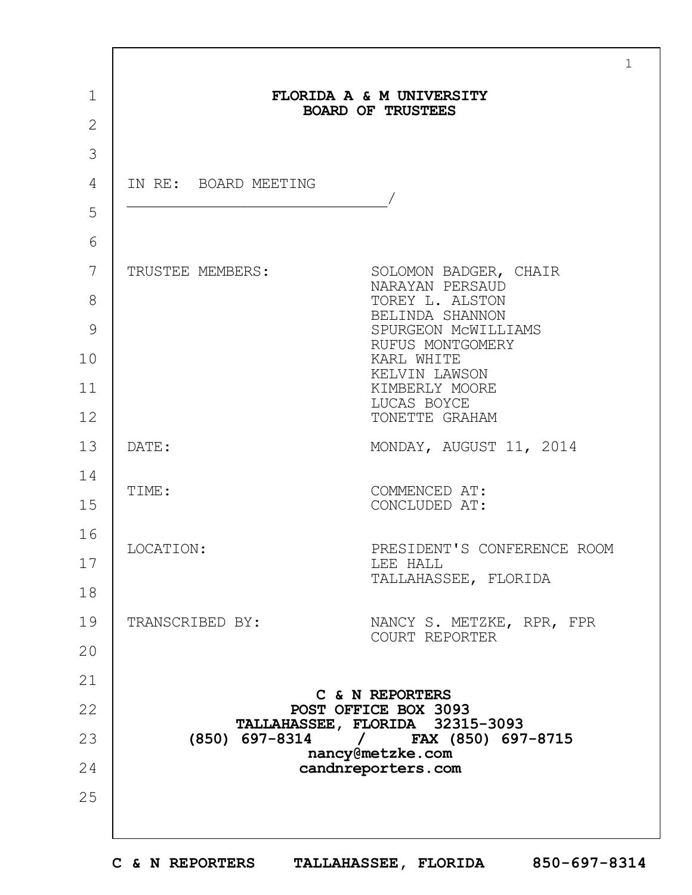**FLORIDA A & M UNIVERSITY**
**BOARD OF TRUSTEES**

IN RE: BOARD MEETING
_____________________________/

| | |
|---|---|
| TRUSTEE MEMBERS: | SOLOMON BADGER, CHAIR<br>NARAYAN PERSAUD<br>TOREY L. ALSTON<br>BELINDA SHANNON<br>SPURGEON McWILLIAMS<br>RUFUS MONTGOMERY<br>KARL WHITE<br>KELVIN LAWSON<br>KIMBERLY MOORE<br>LUCAS BOYCE<br>TONETTE GRAHAM |
| DATE: | MONDAY, AUGUST 11, 2014 |
| TIME: | COMMENCED AT:<br>CONCLUDED AT: |
| LOCATION: | PRESIDENT'S CONFERENCE ROOM<br>LEE HALL<br>TALLAHASSEE, FLORIDA |
| TRANSCRIBED BY: | NANCY S. METZKE, RPR, FPR<br>COURT REPORTER |

**C & N REPORTERS**
**POST OFFICE BOX 3093**
**TALLAHASSEE, FLORIDA 32315-3093**
**(850) 697-8314 / FAX (850) 697-8715**
**nancy@metzke.com**
**candnreporters.com**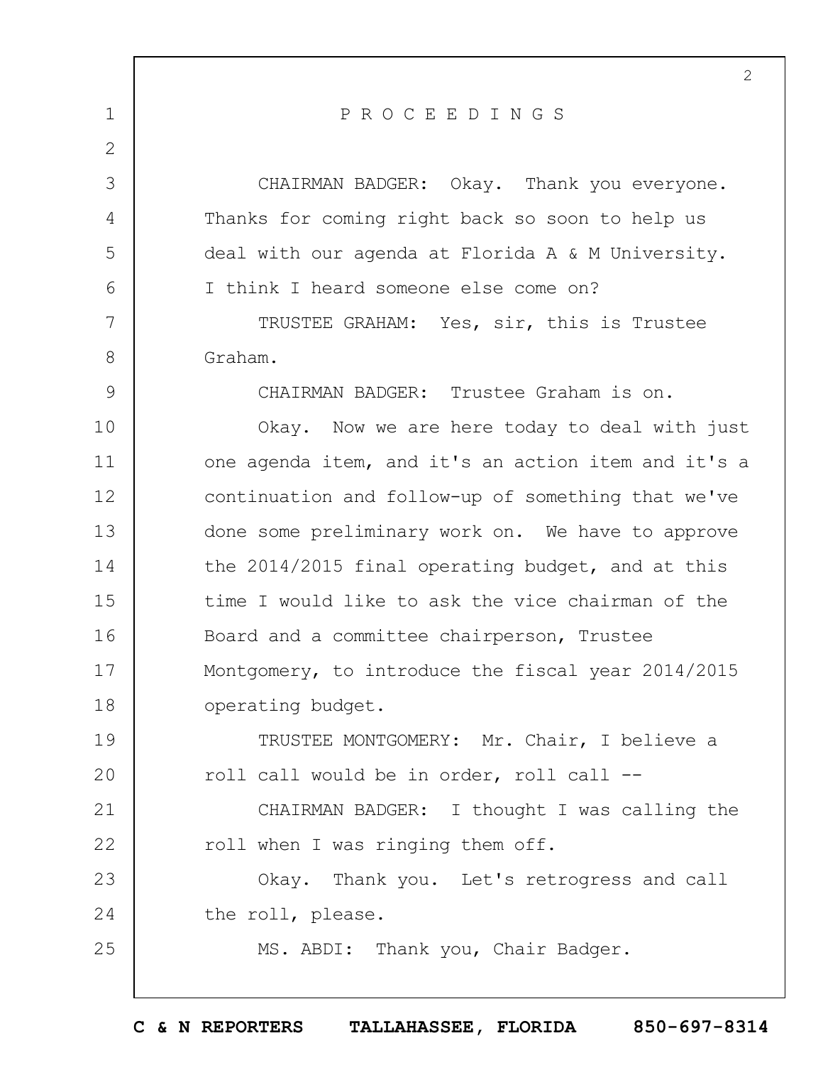P R O C E E D I N G S

CHAIRMAN BADGER: Okay. Thank you everyone. Thanks for coming right back so soon to help us deal with our agenda at Florida A & M University. I think I heard someone else come on?

TRUSTEE GRAHAM: Yes, sir, this is Trustee Graham.

CHAIRMAN BADGER: Trustee Graham is on.

Okay. Now we are here today to deal with just one agenda item, and it's an action item and it's a continuation and follow-up of something that we've done some preliminary work on. We have to approve the 2014/2015 final operating budget, and at this time I would like to ask the vice chairman of the Board and a committee chairperson, Trustee Montgomery, to introduce the fiscal year 2014/2015 operating budget.

TRUSTEE MONTGOMERY: Mr. Chair, I believe a roll call would be in order, roll call --

CHAIRMAN BADGER: I thought I was calling the roll when I was ringing them off.

Okay. Thank you. Let's retrogress and call the roll, please.

MS. ABDI: Thank you, Chair Badger.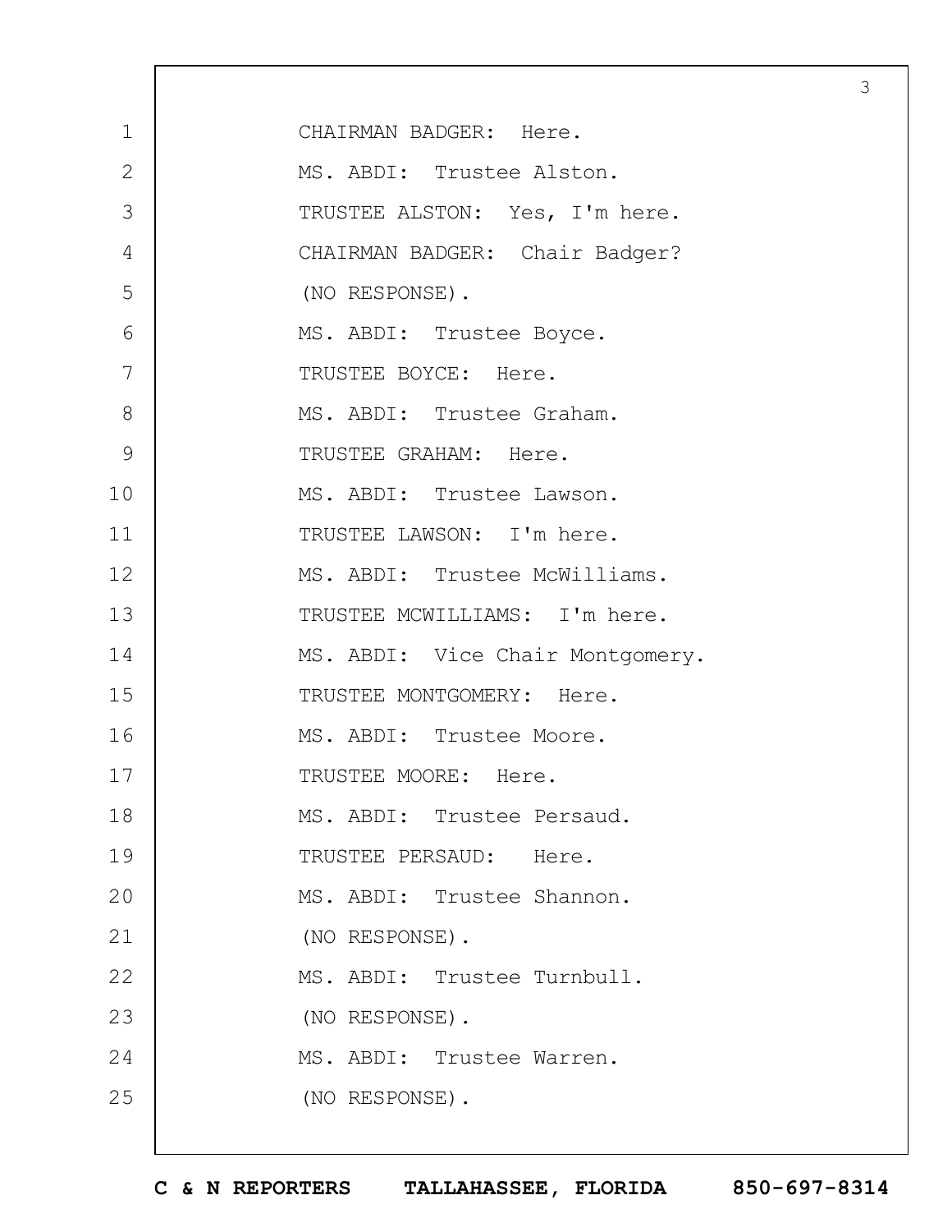CHAIRMAN BADGER: Here.

MS. ABDI: Trustee Alston.

TRUSTEE ALSTON: Yes, I'm here.

CHAIRMAN BADGER: Chair Badger?

(NO RESPONSE).

MS. ABDI: Trustee Boyce.

TRUSTEE BOYCE: Here.

MS. ABDI: Trustee Graham.

TRUSTEE GRAHAM: Here.

MS. ABDI: Trustee Lawson.

TRUSTEE LAWSON: I'm here.

MS. ABDI: Trustee McWilliams.

TRUSTEE MCWILLIAMS: I'm here.

MS. ABDI: Vice Chair Montgomery.

TRUSTEE MONTGOMERY: Here.

MS. ABDI: Trustee Moore.

TRUSTEE MOORE: Here.

MS. ABDI: Trustee Persaud.

TRUSTEE PERSAUD: Here.

MS. ABDI: Trustee Shannon.

(NO RESPONSE).

MS. ABDI: Trustee Turnbull.

(NO RESPONSE).

MS. ABDI: Trustee Warren.

(NO RESPONSE).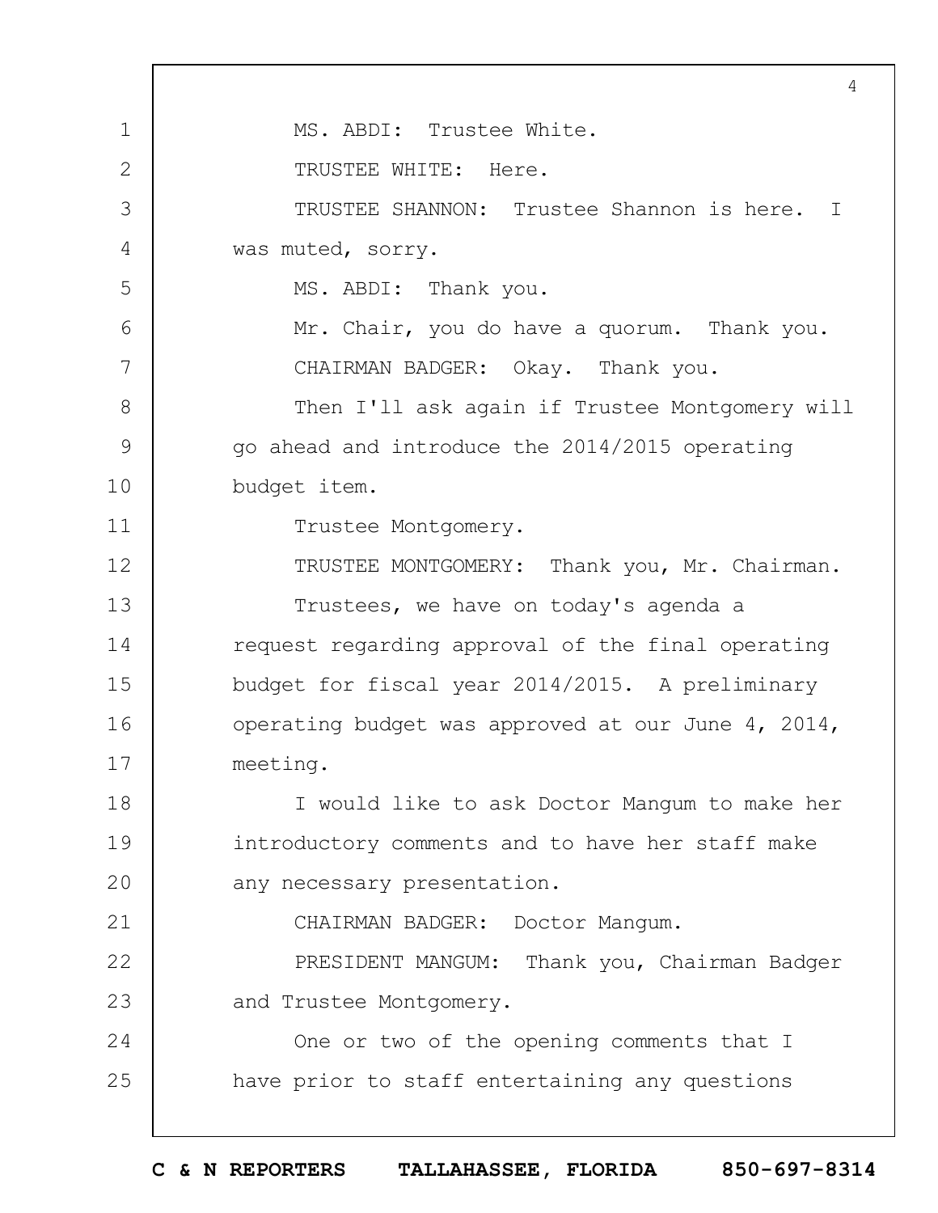MS. ABDI: Trustee White.

TRUSTEE WHITE: Here.

TRUSTEE SHANNON: Trustee Shannon is here. I was muted, sorry.

MS. ABDI: Thank you.

Mr. Chair, you do have a quorum. Thank you.

CHAIRMAN BADGER: Okay. Thank you.

Then I'll ask again if Trustee Montgomery will go ahead and introduce the 2014/2015 operating budget item.

Trustee Montgomery.

TRUSTEE MONTGOMERY: Thank you, Mr. Chairman.

Trustees, we have on today's agenda a request regarding approval of the final operating budget for fiscal year 2014/2015. A preliminary operating budget was approved at our June 4, 2014, meeting.

I would like to ask Doctor Mangum to make her introductory comments and to have her staff make any necessary presentation.

CHAIRMAN BADGER: Doctor Mangum.

PRESIDENT MANGUM: Thank you, Chairman Badger and Trustee Montgomery.

One or two of the opening comments that I have prior to staff entertaining any questions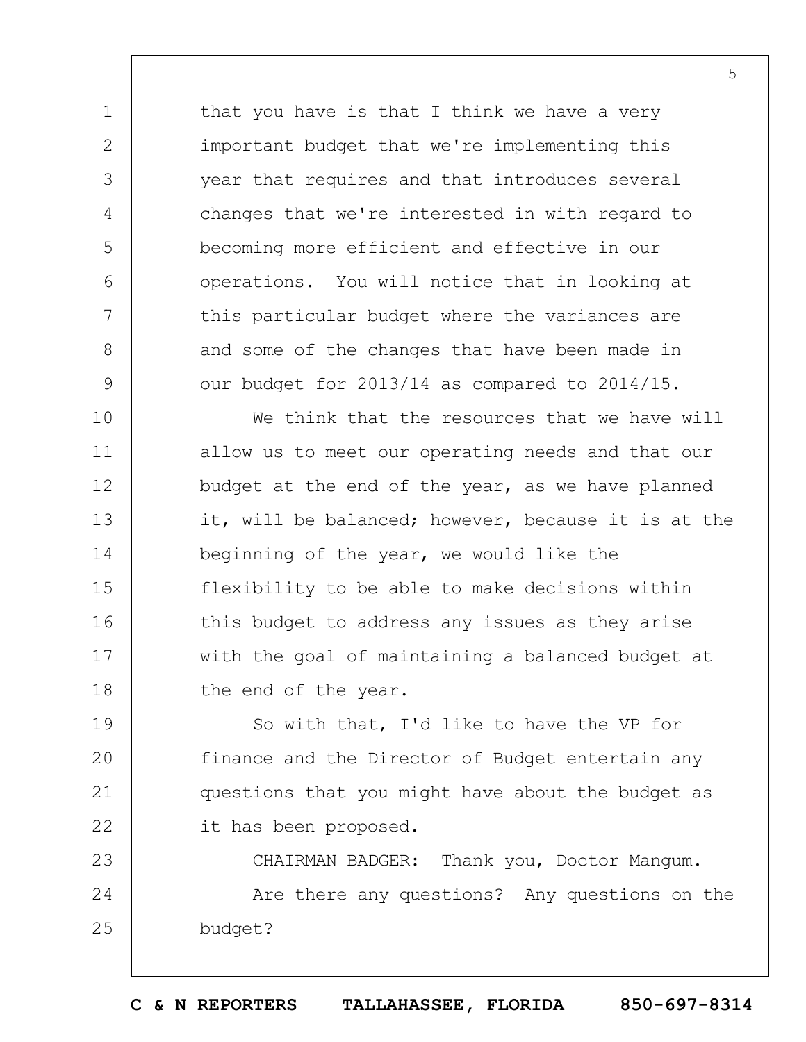that you have is that I think we have a very important budget that we're implementing this year that requires and that introduces several changes that we're interested in with regard to becoming more efficient and effective in our operations. You will notice that in looking at this particular budget where the variances are and some of the changes that have been made in our budget for 2013/14 as compared to 2014/15.

We think that the resources that we have will allow us to meet our operating needs and that our budget at the end of the year, as we have planned it, will be balanced; however, because it is at the beginning of the year, we would like the flexibility to be able to make decisions within this budget to address any issues as they arise with the goal of maintaining a balanced budget at the end of the year.

So with that, I'd like to have the VP for finance and the Director of Budget entertain any questions that you might have about the budget as it has been proposed.

CHAIRMAN BADGER: Thank you, Doctor Mangum.

Are there any questions? Any questions on the budget?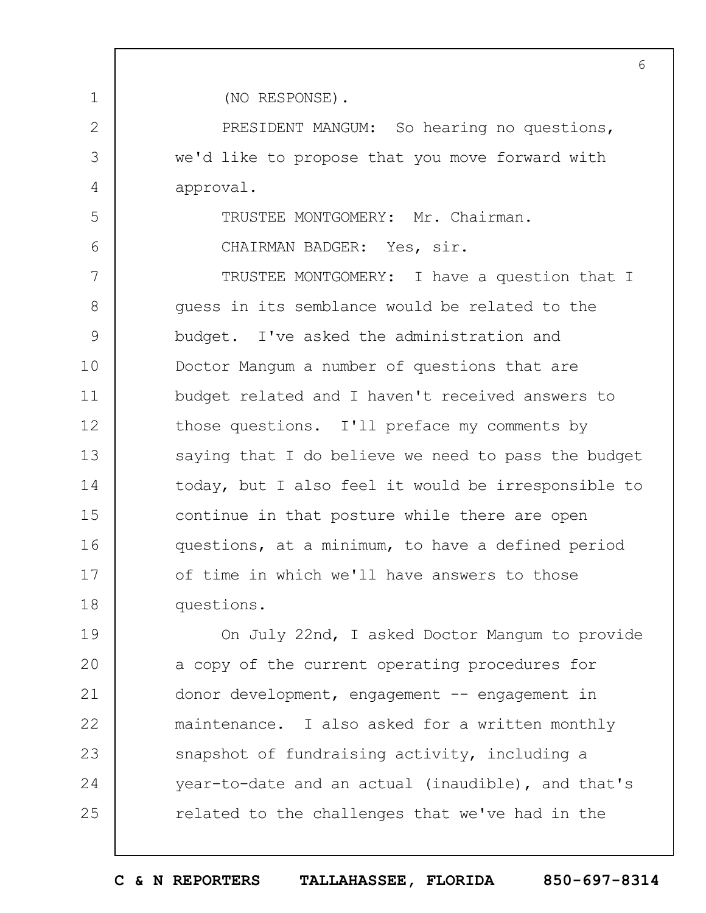(NO RESPONSE).

PRESIDENT MANGUM: So hearing no questions, we'd like to propose that you move forward with approval.

TRUSTEE MONTGOMERY: Mr. Chairman.

CHAIRMAN BADGER: Yes, sir.

TRUSTEE MONTGOMERY: I have a question that I guess in its semblance would be related to the budget. I've asked the administration and Doctor Mangum a number of questions that are budget related and I haven't received answers to those questions. I'll preface my comments by saying that I do believe we need to pass the budget today, but I also feel it would be irresponsible to continue in that posture while there are open questions, at a minimum, to have a defined period of time in which we'll have answers to those questions.

On July 22nd, I asked Doctor Mangum to provide a copy of the current operating procedures for donor development, engagement -- engagement in maintenance. I also asked for a written monthly snapshot of fundraising activity, including a year-to-date and an actual (inaudible), and that's related to the challenges that we've had in the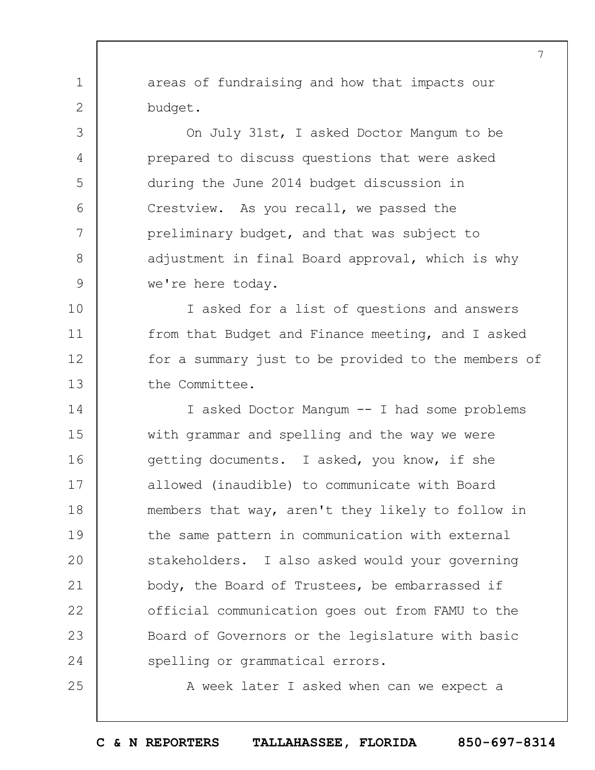areas of fundraising and how that impacts our budget.

On July 31st, I asked Doctor Mangum to be prepared to discuss questions that were asked during the June 2014 budget discussion in Crestview. As you recall, we passed the preliminary budget, and that was subject to adjustment in final Board approval, which is why we're here today.

I asked for a list of questions and answers from that Budget and Finance meeting, and I asked for a summary just to be provided to the members of the Committee.

I asked Doctor Mangum -- I had some problems with grammar and spelling and the way we were getting documents. I asked, you know, if she allowed (inaudible) to communicate with Board members that way, aren't they likely to follow in the same pattern in communication with external stakeholders. I also asked would your governing body, the Board of Trustees, be embarrassed if official communication goes out from FAMU to the Board of Governors or the legislature with basic spelling or grammatical errors.

A week later I asked when can we expect a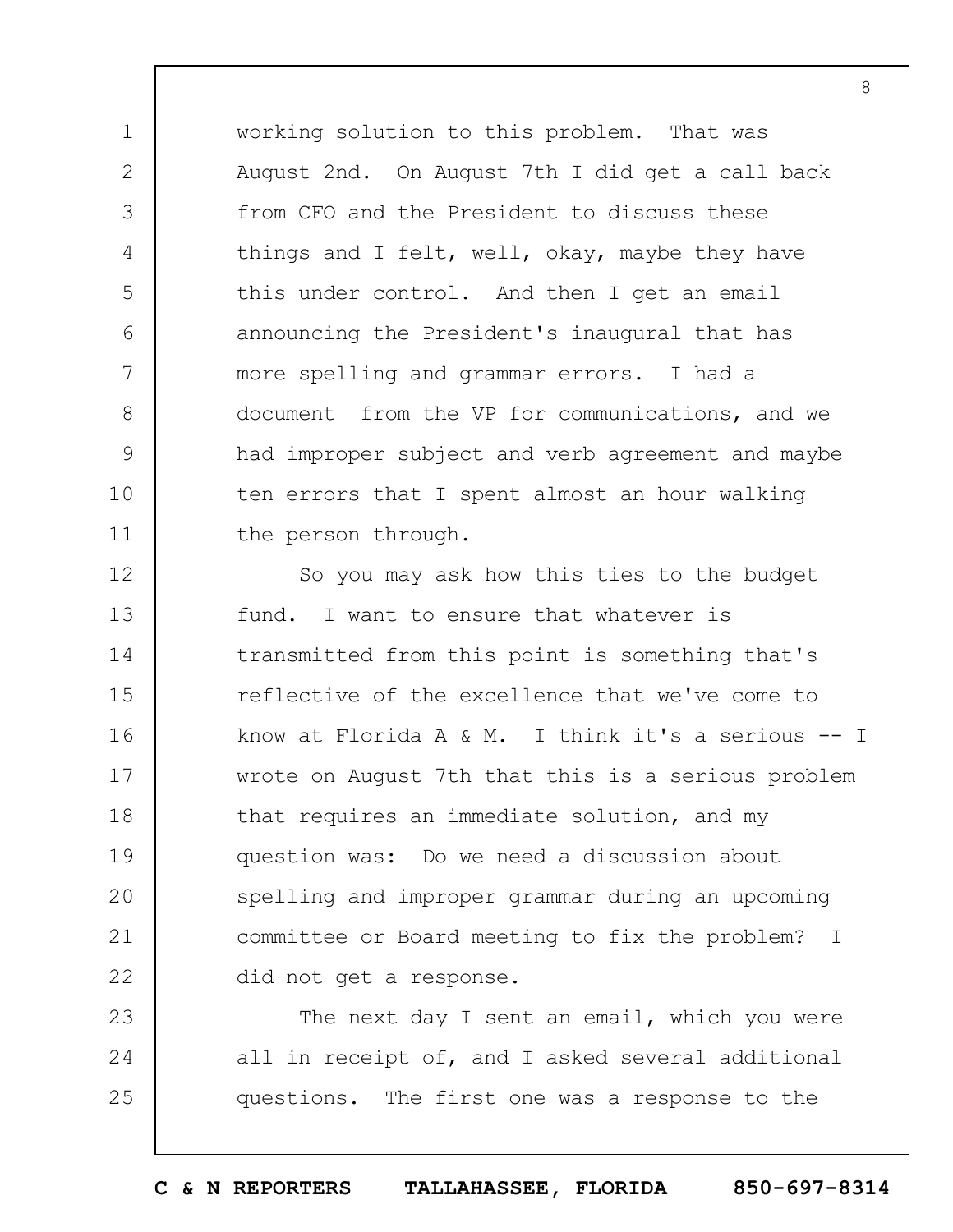working solution to this problem. That was August 2nd. On August 7th I did get a call back from CFO and the President to discuss these things and I felt, well, okay, maybe they have this under control. And then I get an email announcing the President's inaugural that has more spelling and grammar errors. I had a document from the VP for communications, and we had improper subject and verb agreement and maybe ten errors that I spent almost an hour walking the person through.

So you may ask how this ties to the budget fund. I want to ensure that whatever is transmitted from this point is something that's reflective of the excellence that we've come to know at Florida A & M. I think it's a serious -- I wrote on August 7th that this is a serious problem that requires an immediate solution, and my question was: Do we need a discussion about spelling and improper grammar during an upcoming committee or Board meeting to fix the problem? I did not get a response.

The next day I sent an email, which you were all in receipt of, and I asked several additional questions. The first one was a response to the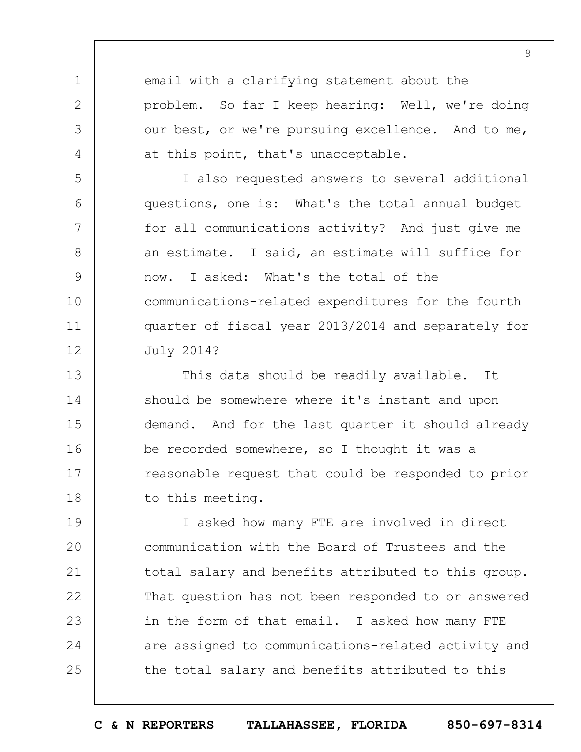email with a clarifying statement about the problem. So far I keep hearing: Well, we're doing our best, or we're pursuing excellence. And to me, at this point, that's unacceptable.

I also requested answers to several additional questions, one is: What's the total annual budget for all communications activity? And just give me an estimate. I said, an estimate will suffice for now. I asked: What's the total of the communications-related expenditures for the fourth quarter of fiscal year 2013/2014 and separately for July 2014?

This data should be readily available. It should be somewhere where it's instant and upon demand. And for the last quarter it should already be recorded somewhere, so I thought it was a reasonable request that could be responded to prior to this meeting.

I asked how many FTE are involved in direct communication with the Board of Trustees and the total salary and benefits attributed to this group. That question has not been responded to or answered in the form of that email. I asked how many FTE are assigned to communications-related activity and the total salary and benefits attributed to this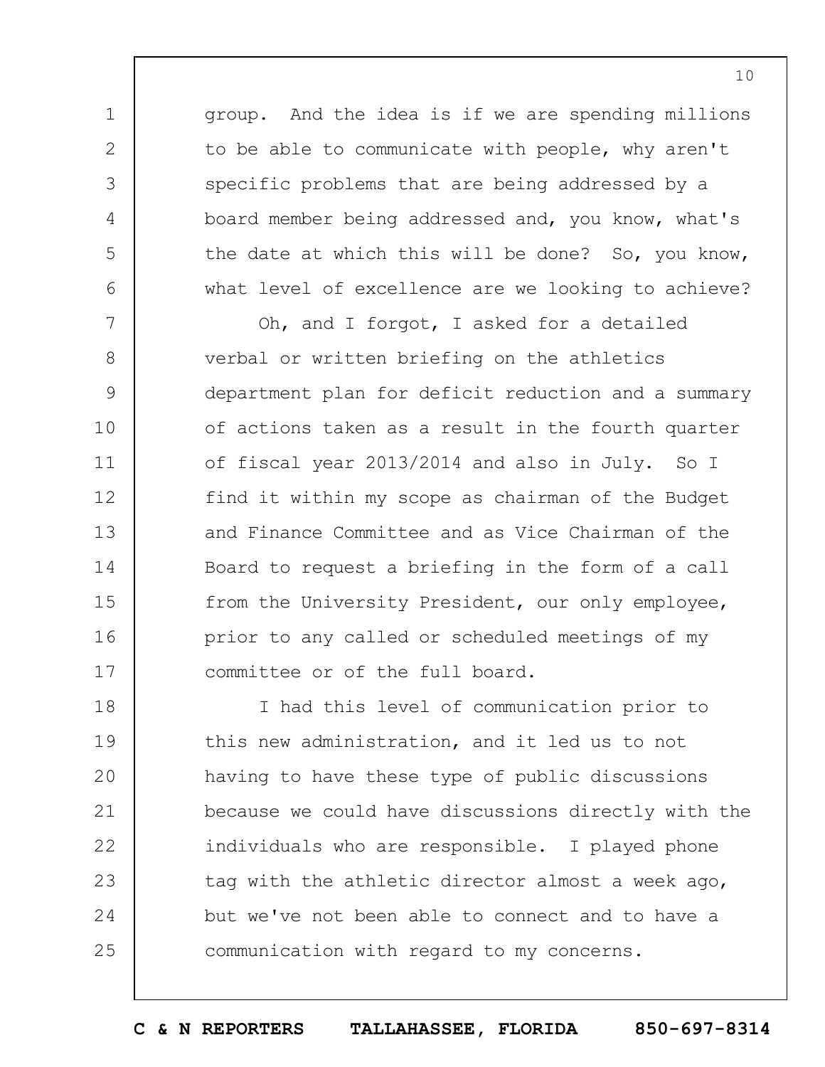group. And the idea is if we are spending millions to be able to communicate with people, why aren't specific problems that are being addressed by a board member being addressed and, you know, what's the date at which this will be done? So, you know, what level of excellence are we looking to achieve?

Oh, and I forgot, I asked for a detailed verbal or written briefing on the athletics department plan for deficit reduction and a summary of actions taken as a result in the fourth quarter of fiscal year 2013/2014 and also in July. So I find it within my scope as chairman of the Budget and Finance Committee and as Vice Chairman of the Board to request a briefing in the form of a call from the University President, our only employee, prior to any called or scheduled meetings of my committee or of the full board.

I had this level of communication prior to this new administration, and it led us to not having to have these type of public discussions because we could have discussions directly with the individuals who are responsible. I played phone tag with the athletic director almost a week ago, but we've not been able to connect and to have a communication with regard to my concerns.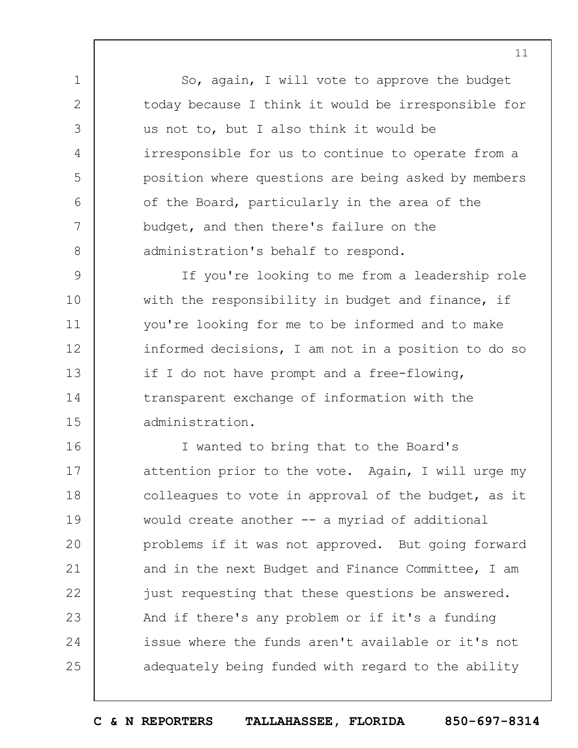So, again, I will vote to approve the budget today because I think it would be irresponsible for us not to, but I also think it would be irresponsible for us to continue to operate from a position where questions are being asked by members of the Board, particularly in the area of the budget, and then there's failure on the administration's behalf to respond.

If you're looking to me from a leadership role with the responsibility in budget and finance, if you're looking for me to be informed and to make informed decisions, I am not in a position to do so if I do not have prompt and a free-flowing, transparent exchange of information with the administration.

I wanted to bring that to the Board's attention prior to the vote. Again, I will urge my colleagues to vote in approval of the budget, as it would create another -- a myriad of additional problems if it was not approved. But going forward and in the next Budget and Finance Committee, I am just requesting that these questions be answered. And if there's any problem or if it's a funding issue where the funds aren't available or it's not adequately being funded with regard to the ability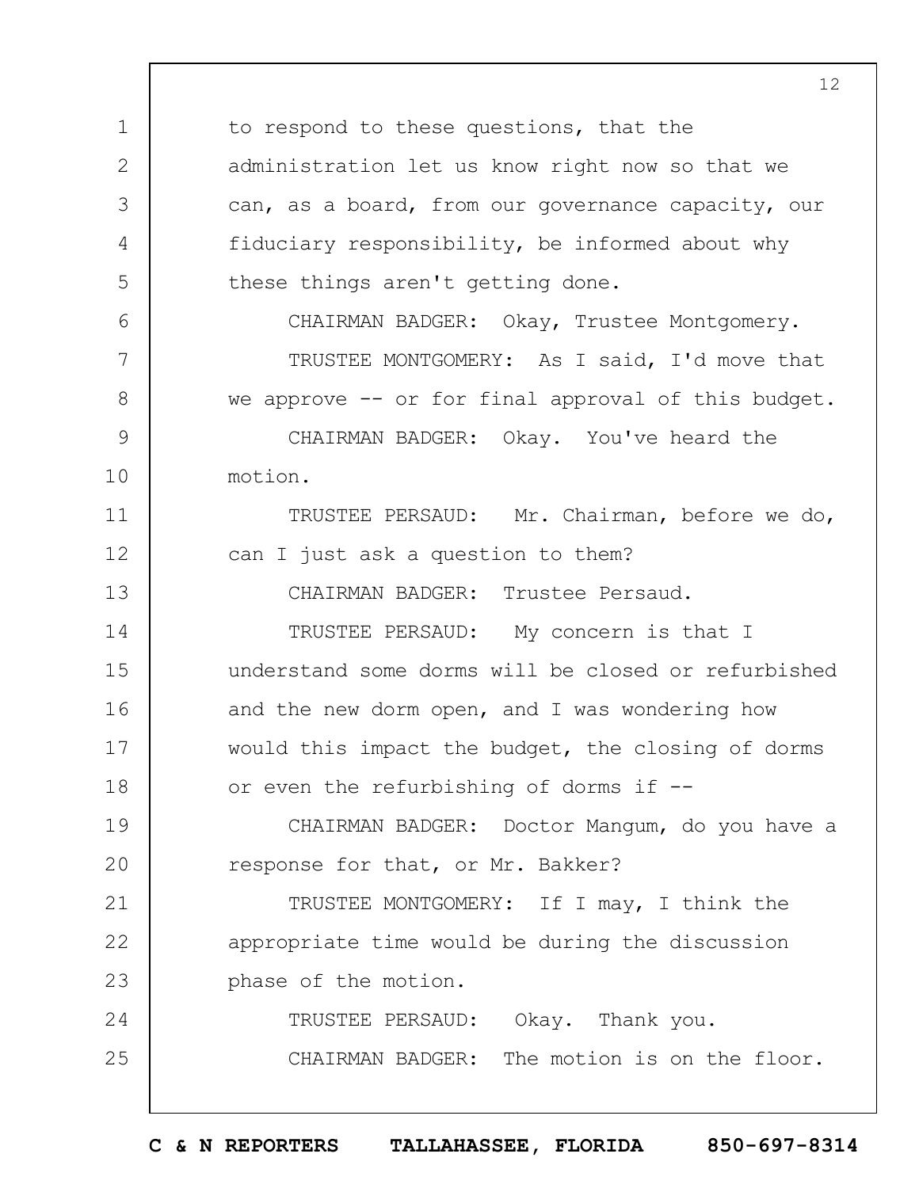to respond to these questions, that the administration let us know right now so that we can, as a board, from our governance capacity, our fiduciary responsibility, be informed about why these things aren't getting done.

CHAIRMAN BADGER: Okay, Trustee Montgomery.

TRUSTEE MONTGOMERY: As I said, I'd move that we approve -- or for final approval of this budget.

CHAIRMAN BADGER: Okay. You've heard the motion.

TRUSTEE PERSAUD: Mr. Chairman, before we do, can I just ask a question to them?

CHAIRMAN BADGER: Trustee Persaud.

TRUSTEE PERSAUD: My concern is that I understand some dorms will be closed or refurbished and the new dorm open, and I was wondering how would this impact the budget, the closing of dorms or even the refurbishing of dorms if --

CHAIRMAN BADGER: Doctor Mangum, do you have a response for that, or Mr. Bakker?

TRUSTEE MONTGOMERY: If I may, I think the appropriate time would be during the discussion phase of the motion.

TRUSTEE PERSAUD: Okay. Thank you.

CHAIRMAN BADGER: The motion is on the floor.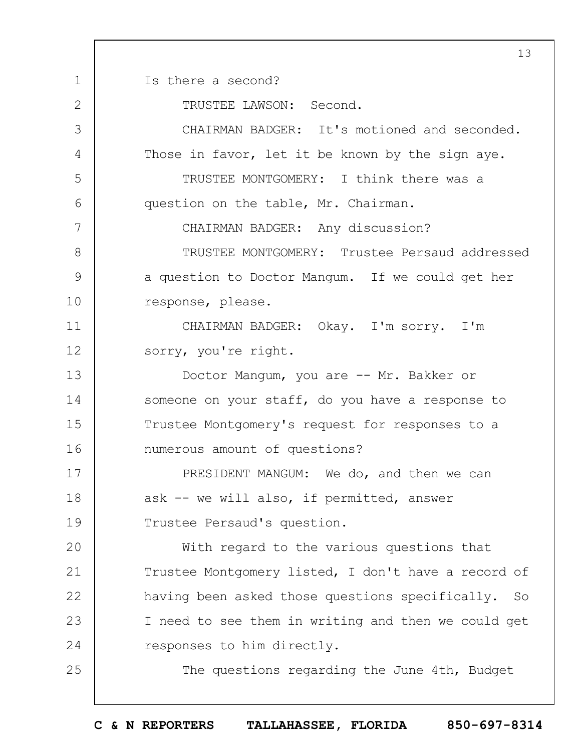Is there a second?

TRUSTEE LAWSON: Second.

CHAIRMAN BADGER: It's motioned and seconded. Those in favor, let it be known by the sign aye.

TRUSTEE MONTGOMERY: I think there was a question on the table, Mr. Chairman.

CHAIRMAN BADGER: Any discussion?

TRUSTEE MONTGOMERY: Trustee Persaud addressed a question to Doctor Mangum. If we could get her response, please.

CHAIRMAN BADGER: Okay. I'm sorry. I'm sorry, you're right.

Doctor Mangum, you are -- Mr. Bakker or someone on your staff, do you have a response to Trustee Montgomery's request for responses to a numerous amount of questions?

PRESIDENT MANGUM: We do, and then we can ask -- we will also, if permitted, answer Trustee Persaud's question.

With regard to the various questions that Trustee Montgomery listed, I don't have a record of having been asked those questions specifically. So I need to see them in writing and then we could get responses to him directly.

The questions regarding the June 4th, Budget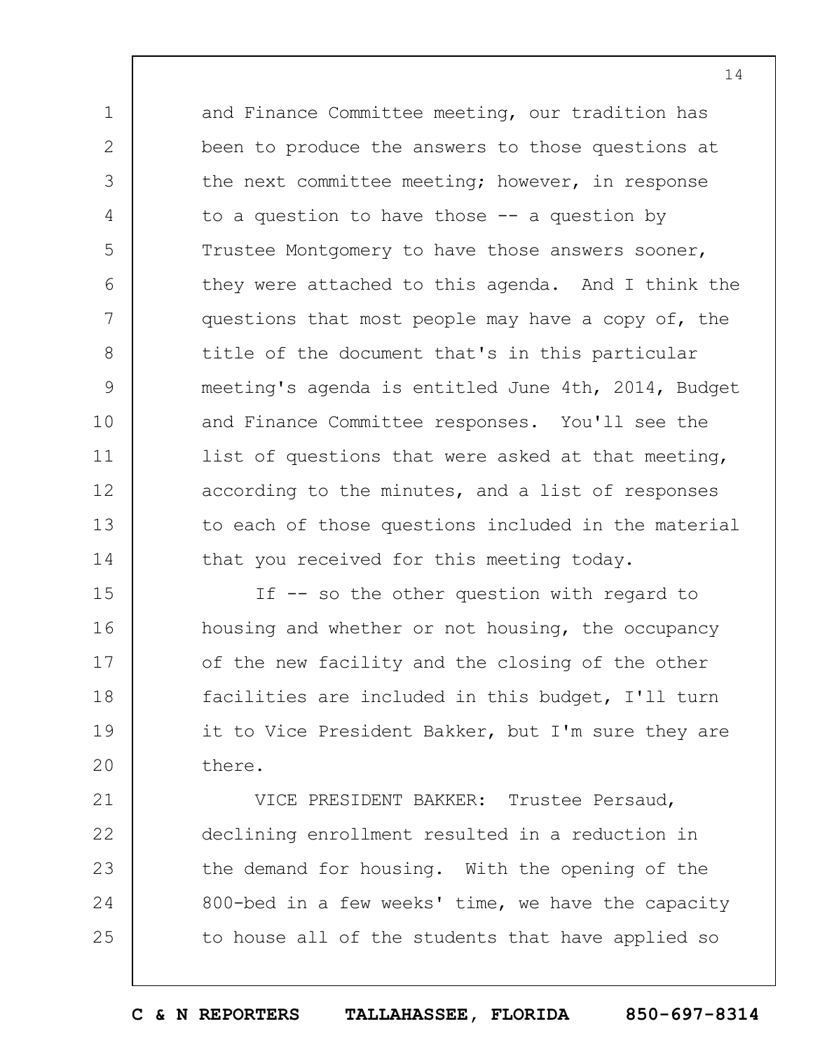and Finance Committee meeting, our tradition has been to produce the answers to those questions at the next committee meeting; however, in response to a question to have those -- a question by Trustee Montgomery to have those answers sooner, they were attached to this agenda. And I think the questions that most people may have a copy of, the title of the document that's in this particular meeting's agenda is entitled June 4th, 2014, Budget and Finance Committee responses. You'll see the list of questions that were asked at that meeting, according to the minutes, and a list of responses to each of those questions included in the material that you received for this meeting today.

If -- so the other question with regard to housing and whether or not housing, the occupancy of the new facility and the closing of the other facilities are included in this budget, I'll turn it to Vice President Bakker, but I'm sure they are there.

VICE PRESIDENT BAKKER: Trustee Persaud, declining enrollment resulted in a reduction in the demand for housing. With the opening of the 800-bed in a few weeks' time, we have the capacity to house all of the students that have applied so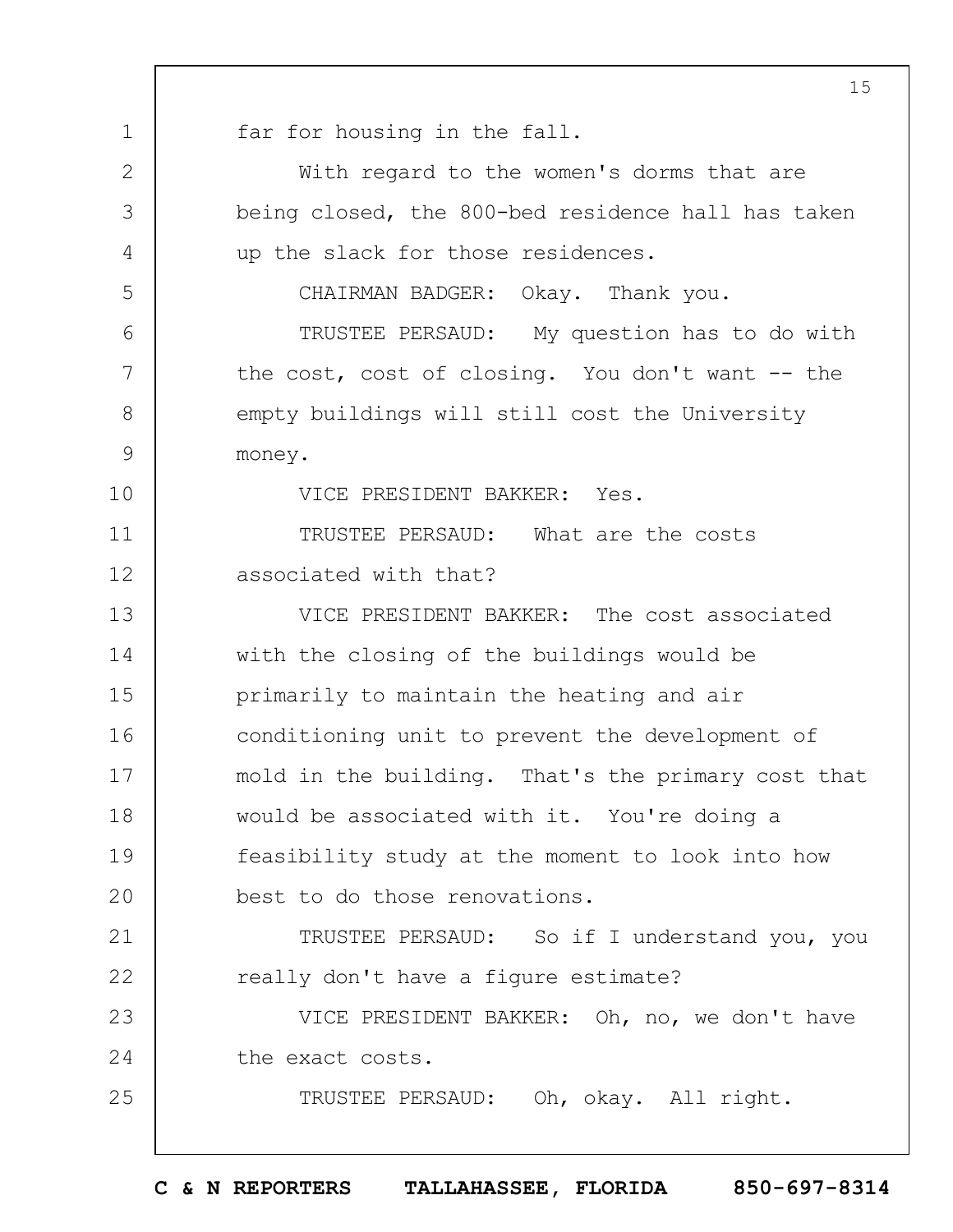far for housing in the fall.

With regard to the women's dorms that are being closed, the 800-bed residence hall has taken up the slack for those residences.

CHAIRMAN BADGER: Okay. Thank you.

TRUSTEE PERSAUD: My question has to do with the cost, cost of closing. You don't want -- the empty buildings will still cost the University money.

VICE PRESIDENT BAKKER: Yes.

TRUSTEE PERSAUD: What are the costs associated with that?

VICE PRESIDENT BAKKER: The cost associated with the closing of the buildings would be primarily to maintain the heating and air conditioning unit to prevent the development of mold in the building. That's the primary cost that would be associated with it. You're doing a feasibility study at the moment to look into how best to do those renovations.

TRUSTEE PERSAUD: So if I understand you, you really don't have a figure estimate?

VICE PRESIDENT BAKKER: Oh, no, we don't have the exact costs.

TRUSTEE PERSAUD: Oh, okay. All right.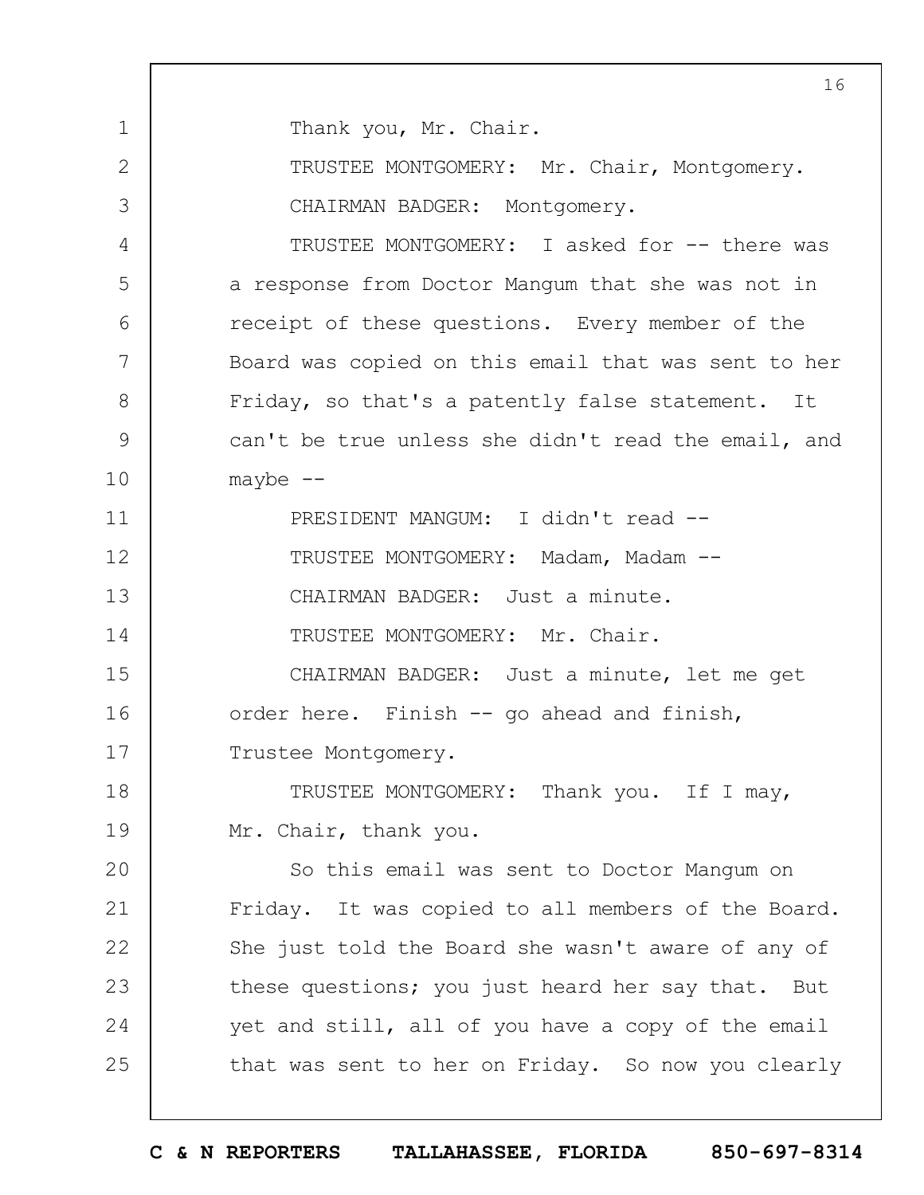Thank you, Mr. Chair.

TRUSTEE MONTGOMERY: Mr. Chair, Montgomery.

CHAIRMAN BADGER: Montgomery.

TRUSTEE MONTGOMERY: I asked for -- there was a response from Doctor Mangum that she was not in receipt of these questions. Every member of the Board was copied on this email that was sent to her Friday, so that's a patently false statement. It can't be true unless she didn't read the email, and maybe --

PRESIDENT MANGUM: I didn't read --

TRUSTEE MONTGOMERY: Madam, Madam --

CHAIRMAN BADGER: Just a minute.

TRUSTEE MONTGOMERY: Mr. Chair.

CHAIRMAN BADGER: Just a minute, let me get order here. Finish -- go ahead and finish, Trustee Montgomery.

TRUSTEE MONTGOMERY: Thank you. If I may, Mr. Chair, thank you.

So this email was sent to Doctor Mangum on Friday. It was copied to all members of the Board. She just told the Board she wasn't aware of any of these questions; you just heard her say that. But yet and still, all of you have a copy of the email that was sent to her on Friday. So now you clearly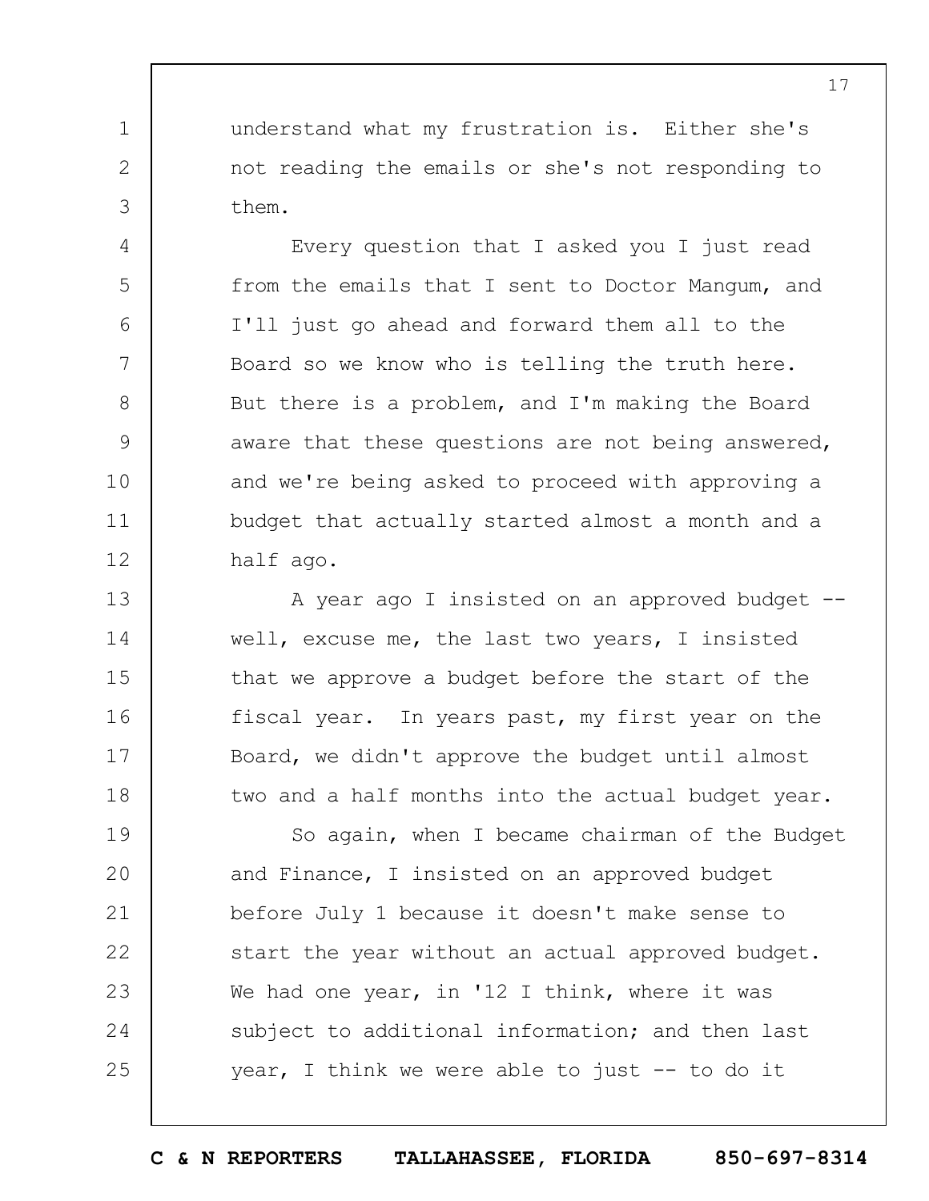understand what my frustration is. Either she's not reading the emails or she's not responding to them.

Every question that I asked you I just read from the emails that I sent to Doctor Mangum, and I'll just go ahead and forward them all to the Board so we know who is telling the truth here. But there is a problem, and I'm making the Board aware that these questions are not being answered, and we're being asked to proceed with approving a budget that actually started almost a month and a half ago.

A year ago I insisted on an approved budget -- well, excuse me, the last two years, I insisted that we approve a budget before the start of the fiscal year. In years past, my first year on the Board, we didn't approve the budget until almost two and a half months into the actual budget year.

So again, when I became chairman of the Budget and Finance, I insisted on an approved budget before July 1 because it doesn't make sense to start the year without an actual approved budget. We had one year, in '12 I think, where it was subject to additional information; and then last year, I think we were able to just -- to do it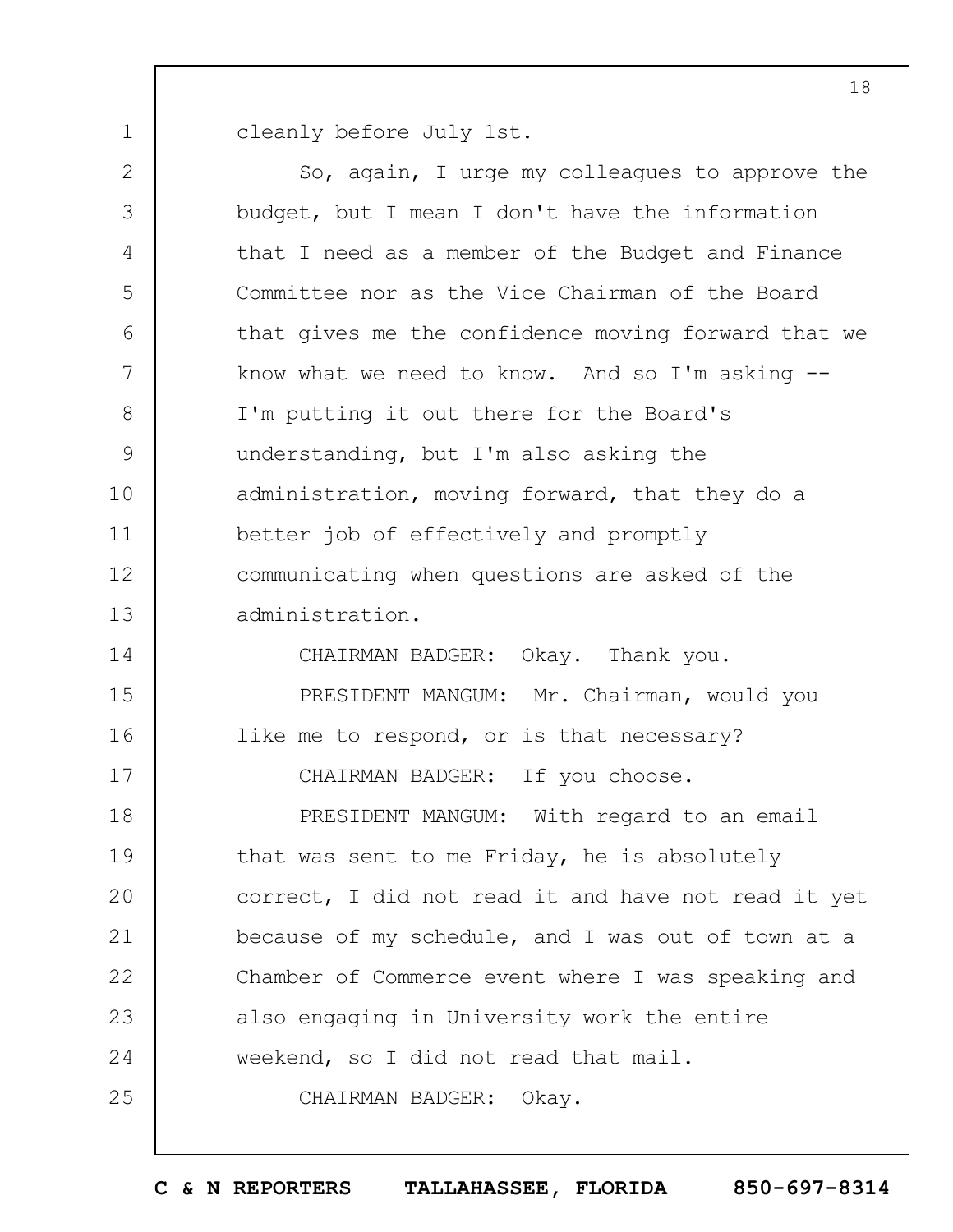cleanly before July 1st.

So, again, I urge my colleagues to approve the budget, but I mean I don't have the information that I need as a member of the Budget and Finance Committee nor as the Vice Chairman of the Board that gives me the confidence moving forward that we know what we need to know. And so I'm asking -- I'm putting it out there for the Board's understanding, but I'm also asking the administration, moving forward, that they do a better job of effectively and promptly communicating when questions are asked of the administration.

CHAIRMAN BADGER: Okay. Thank you.

PRESIDENT MANGUM: Mr. Chairman, would you like me to respond, or is that necessary?

CHAIRMAN BADGER: If you choose.

PRESIDENT MANGUM: With regard to an email that was sent to me Friday, he is absolutely correct, I did not read it and have not read it yet because of my schedule, and I was out of town at a Chamber of Commerce event where I was speaking and also engaging in University work the entire weekend, so I did not read that mail.

CHAIRMAN BADGER: Okay.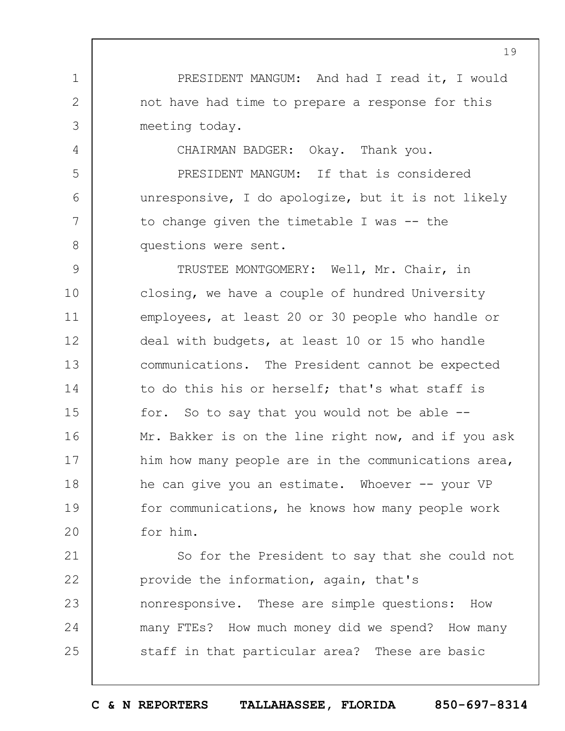PRESIDENT MANGUM: And had I read it, I would not have had time to prepare a response for this meeting today.

CHAIRMAN BADGER: Okay. Thank you.

PRESIDENT MANGUM: If that is considered unresponsive, I do apologize, but it is not likely to change given the timetable I was -- the questions were sent.

TRUSTEE MONTGOMERY: Well, Mr. Chair, in closing, we have a couple of hundred University employees, at least 20 or 30 people who handle or deal with budgets, at least 10 or 15 who handle communications. The President cannot be expected to do this his or herself; that's what staff is for. So to say that you would not be able -- Mr. Bakker is on the line right now, and if you ask him how many people are in the communications area, he can give you an estimate. Whoever -- your VP for communications, he knows how many people work for him.

So for the President to say that she could not provide the information, again, that's nonresponsive. These are simple questions: How many FTEs? How much money did we spend? How many staff in that particular area? These are basic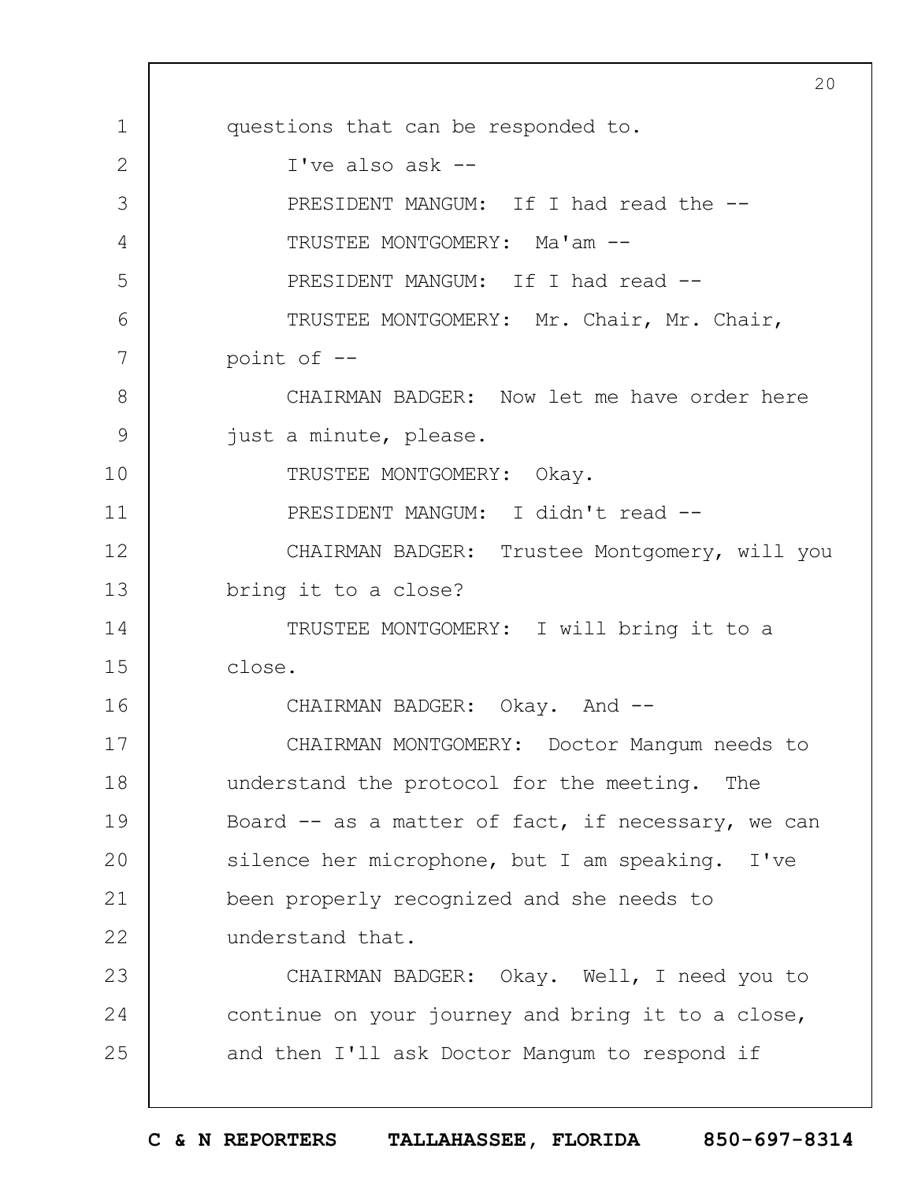questions that can be responded to.

I've also ask --

PRESIDENT MANGUM: If I had read the --

TRUSTEE MONTGOMERY: Ma'am --

PRESIDENT MANGUM: If I had read --

TRUSTEE MONTGOMERY: Mr. Chair, Mr. Chair, point of --

CHAIRMAN BADGER: Now let me have order here just a minute, please.

TRUSTEE MONTGOMERY: Okay.

PRESIDENT MANGUM: I didn't read --

CHAIRMAN BADGER: Trustee Montgomery, will you bring it to a close?

TRUSTEE MONTGOMERY: I will bring it to a close.

CHAIRMAN BADGER: Okay. And --

CHAIRMAN MONTGOMERY: Doctor Mangum needs to understand the protocol for the meeting. The Board -- as a matter of fact, if necessary, we can silence her microphone, but I am speaking. I've been properly recognized and she needs to understand that.

CHAIRMAN BADGER: Okay. Well, I need you to continue on your journey and bring it to a close, and then I'll ask Doctor Mangum to respond if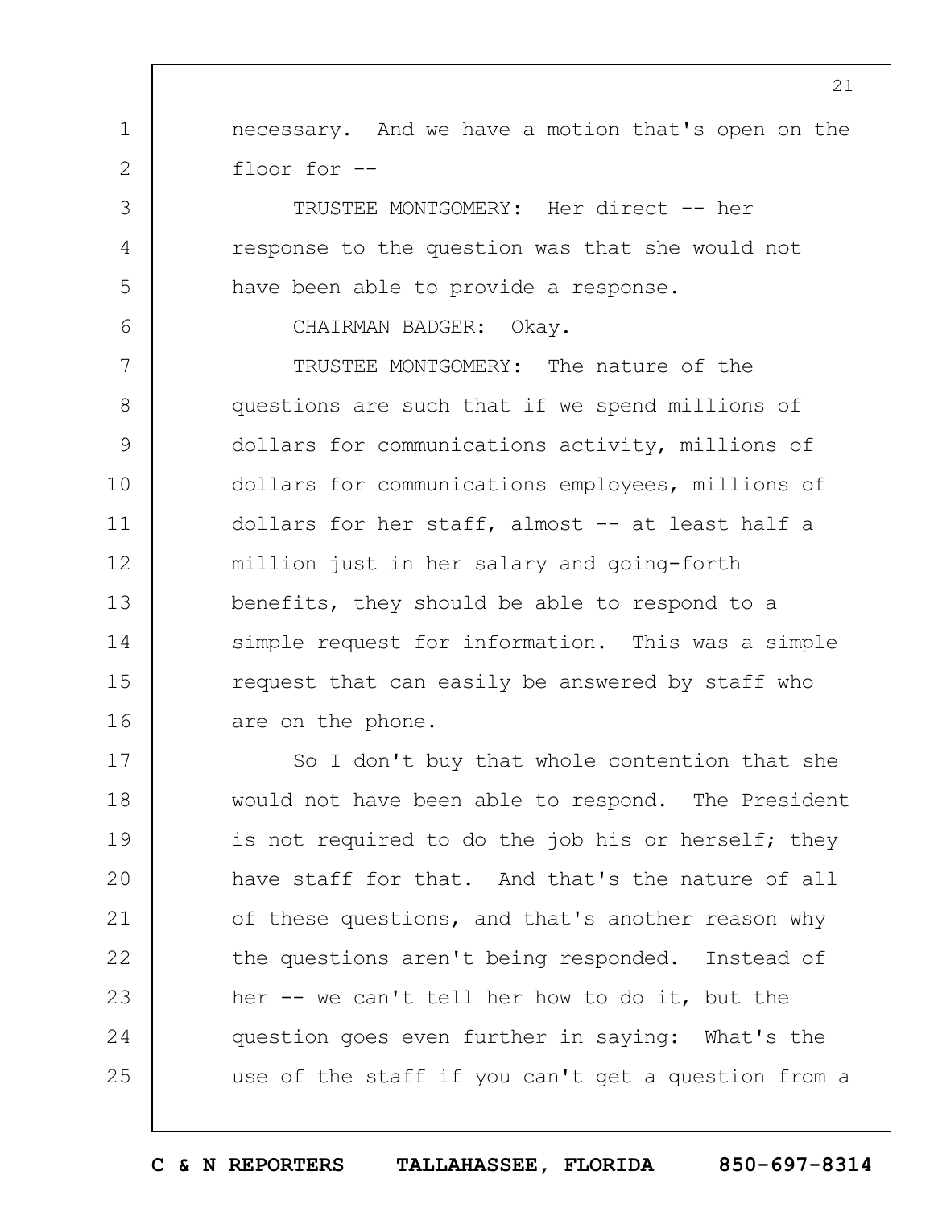necessary. And we have a motion that's open on the floor for --

TRUSTEE MONTGOMERY: Her direct -- her response to the question was that she would not have been able to provide a response.

CHAIRMAN BADGER: Okay.

TRUSTEE MONTGOMERY: The nature of the questions are such that if we spend millions of dollars for communications activity, millions of dollars for communications employees, millions of dollars for her staff, almost -- at least half a million just in her salary and going-forth benefits, they should be able to respond to a simple request for information. This was a simple request that can easily be answered by staff who are on the phone.

So I don't buy that whole contention that she would not have been able to respond. The President is not required to do the job his or herself; they have staff for that. And that's the nature of all of these questions, and that's another reason why the questions aren't being responded. Instead of her -- we can't tell her how to do it, but the question goes even further in saying: What's the use of the staff if you can't get a question from a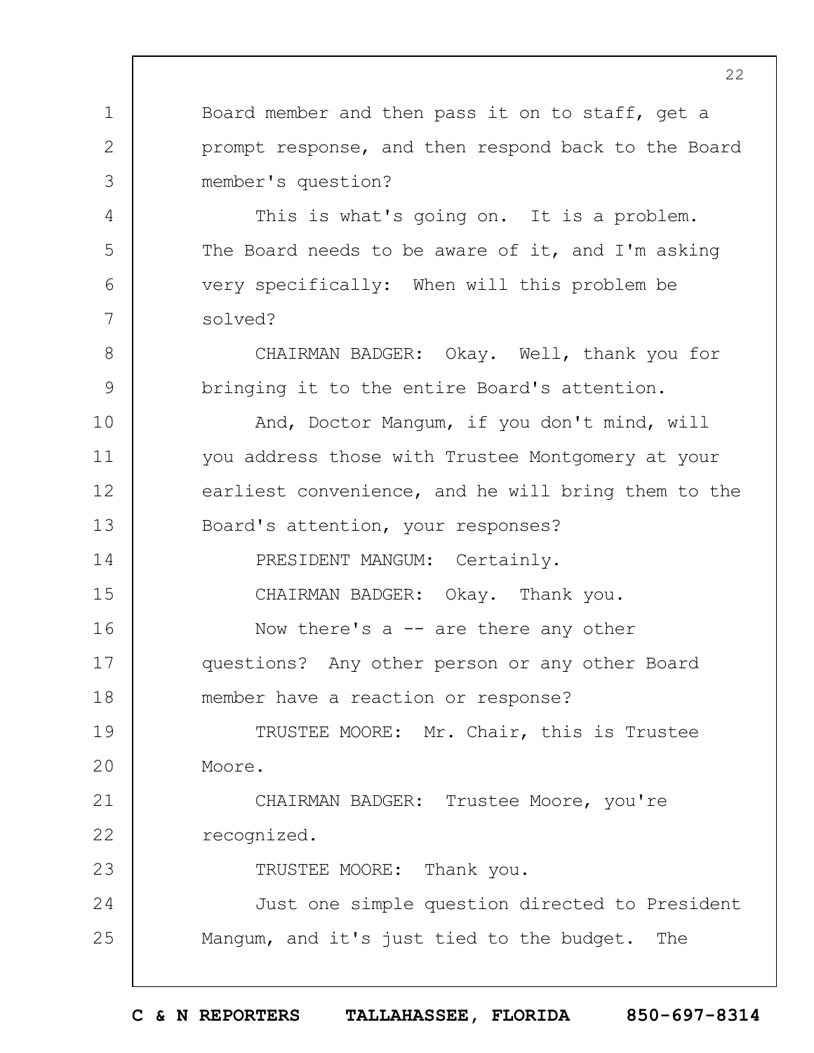Board member and then pass it on to staff, get a prompt response, and then respond back to the Board member's question?

This is what's going on. It is a problem. The Board needs to be aware of it, and I'm asking very specifically: When will this problem be solved?

CHAIRMAN BADGER: Okay. Well, thank you for bringing it to the entire Board's attention.

And, Doctor Mangum, if you don't mind, will you address those with Trustee Montgomery at your earliest convenience, and he will bring them to the Board's attention, your responses?

PRESIDENT MANGUM: Certainly.

CHAIRMAN BADGER: Okay. Thank you.

Now there's a -- are there any other questions? Any other person or any other Board member have a reaction or response?

TRUSTEE MOORE: Mr. Chair, this is Trustee Moore.

CHAIRMAN BADGER: Trustee Moore, you're recognized.

TRUSTEE MOORE: Thank you.

Just one simple question directed to President Mangum, and it's just tied to the budget. The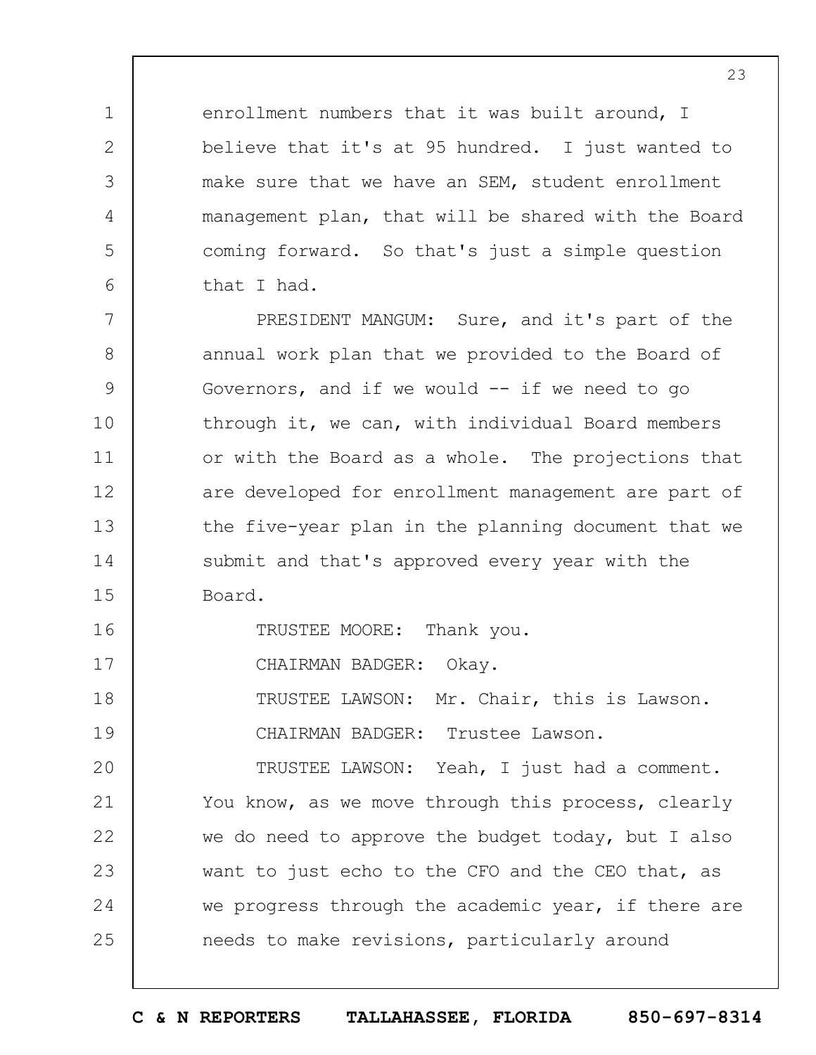enrollment numbers that it was built around, I believe that it's at 95 hundred. I just wanted to make sure that we have an SEM, student enrollment management plan, that will be shared with the Board coming forward. So that's just a simple question that I had.

PRESIDENT MANGUM: Sure, and it's part of the annual work plan that we provided to the Board of Governors, and if we would -- if we need to go through it, we can, with individual Board members or with the Board as a whole. The projections that are developed for enrollment management are part of the five-year plan in the planning document that we submit and that's approved every year with the Board.

TRUSTEE MOORE: Thank you.

CHAIRMAN BADGER: Okay.

TRUSTEE LAWSON: Mr. Chair, this is Lawson.

CHAIRMAN BADGER: Trustee Lawson.

TRUSTEE LAWSON: Yeah, I just had a comment. You know, as we move through this process, clearly we do need to approve the budget today, but I also want to just echo to the CFO and the CEO that, as we progress through the academic year, if there are needs to make revisions, particularly around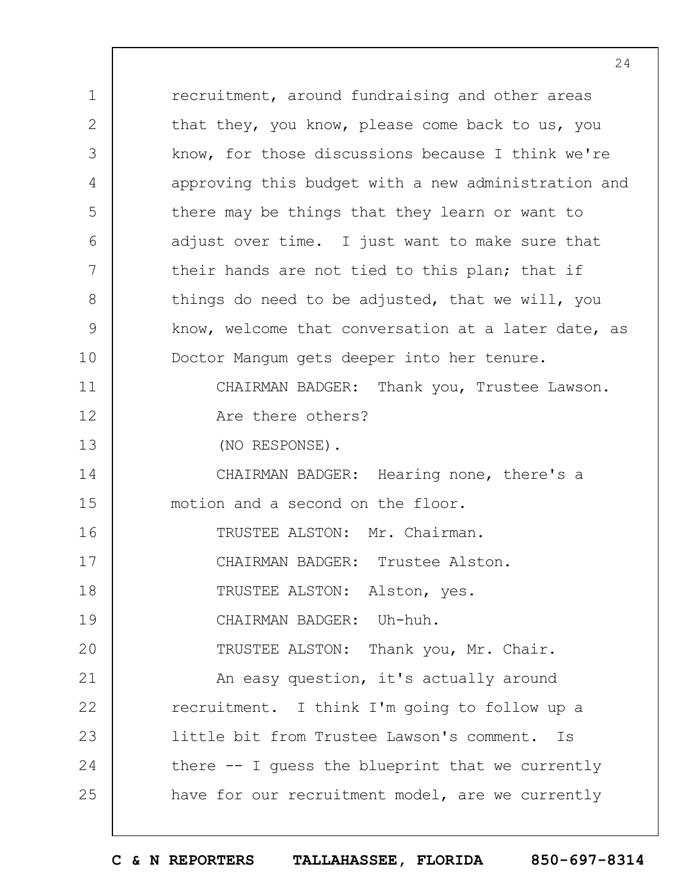recruitment, around fundraising and other areas that they, you know, please come back to us, you know, for those discussions because I think we're approving this budget with a new administration and there may be things that they learn or want to adjust over time. I just want to make sure that their hands are not tied to this plan; that if things do need to be adjusted, that we will, you know, welcome that conversation at a later date, as Doctor Mangum gets deeper into her tenure.

CHAIRMAN BADGER: Thank you, Trustee Lawson. Are there others?

(NO RESPONSE).

CHAIRMAN BADGER: Hearing none, there's a motion and a second on the floor.

TRUSTEE ALSTON: Mr. Chairman.

CHAIRMAN BADGER: Trustee Alston.

TRUSTEE ALSTON: Alston, yes.

CHAIRMAN BADGER: Uh-huh.

TRUSTEE ALSTON: Thank you, Mr. Chair.

An easy question, it's actually around recruitment. I think I'm going to follow up a little bit from Trustee Lawson's comment. Is there -- I guess the blueprint that we currently have for our recruitment model, are we currently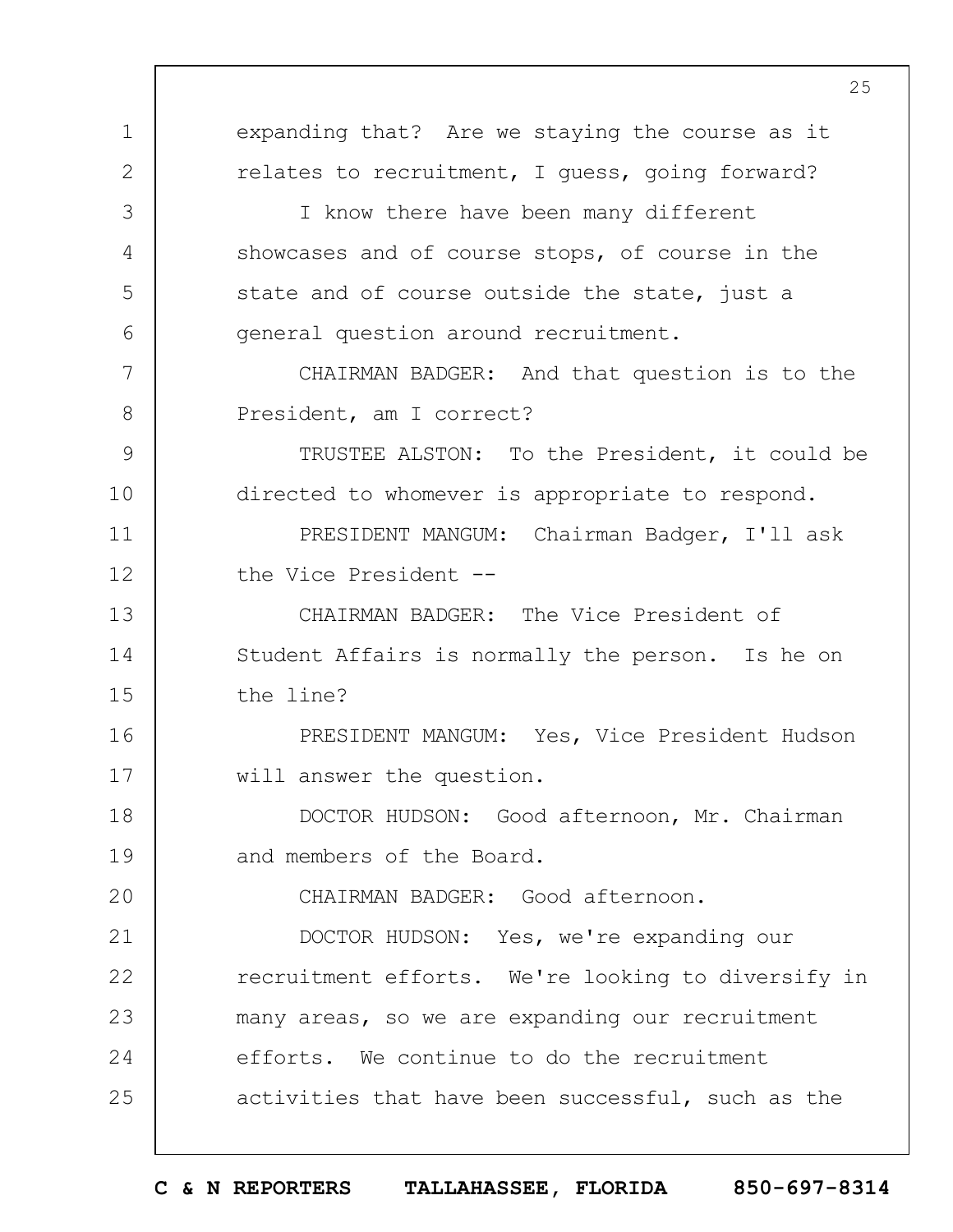expanding that? Are we staying the course as it relates to recruitment, I guess, going forward?

I know there have been many different showcases and of course stops, of course in the state and of course outside the state, just a general question around recruitment.

CHAIRMAN BADGER: And that question is to the President, am I correct?

TRUSTEE ALSTON: To the President, it could be directed to whomever is appropriate to respond.

PRESIDENT MANGUM: Chairman Badger, I'll ask the Vice President --

CHAIRMAN BADGER: The Vice President of Student Affairs is normally the person. Is he on the line?

PRESIDENT MANGUM: Yes, Vice President Hudson will answer the question.

DOCTOR HUDSON: Good afternoon, Mr. Chairman and members of the Board.

CHAIRMAN BADGER: Good afternoon.

DOCTOR HUDSON: Yes, we're expanding our recruitment efforts. We're looking to diversify in many areas, so we are expanding our recruitment efforts. We continue to do the recruitment activities that have been successful, such as the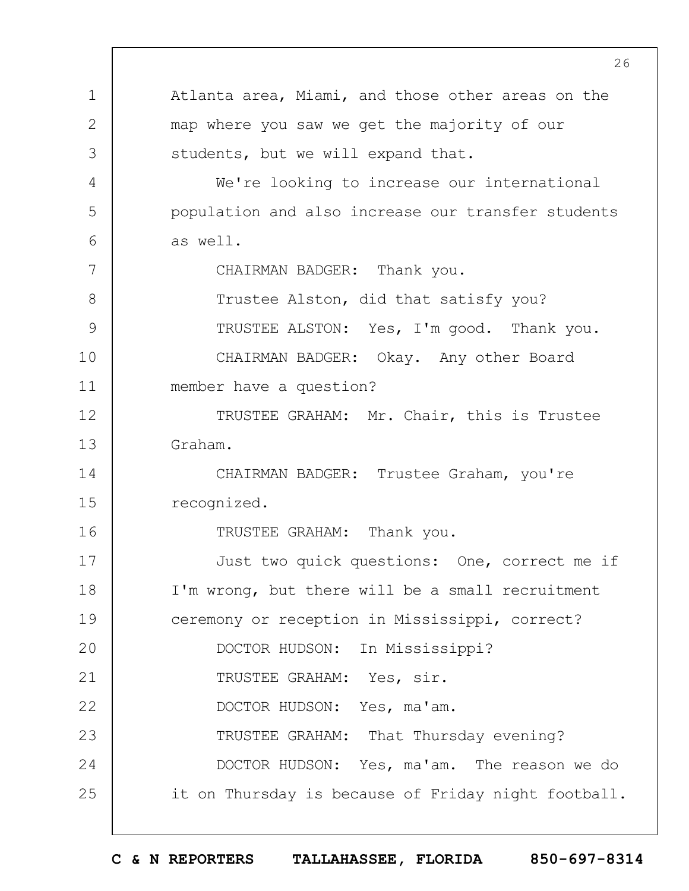Atlanta area, Miami, and those other areas on the map where you saw we get the majority of our students, but we will expand that.

We're looking to increase our international population and also increase our transfer students as well.

CHAIRMAN BADGER: Thank you.

Trustee Alston, did that satisfy you?

TRUSTEE ALSTON: Yes, I'm good. Thank you.

CHAIRMAN BADGER: Okay. Any other Board member have a question?

TRUSTEE GRAHAM: Mr. Chair, this is Trustee Graham.

CHAIRMAN BADGER: Trustee Graham, you're recognized.

TRUSTEE GRAHAM: Thank you.

Just two quick questions: One, correct me if I'm wrong, but there will be a small recruitment ceremony or reception in Mississippi, correct?

DOCTOR HUDSON: In Mississippi?

TRUSTEE GRAHAM: Yes, sir.

DOCTOR HUDSON: Yes, ma'am.

TRUSTEE GRAHAM: That Thursday evening?

DOCTOR HUDSON: Yes, ma'am. The reason we do it on Thursday is because of Friday night football.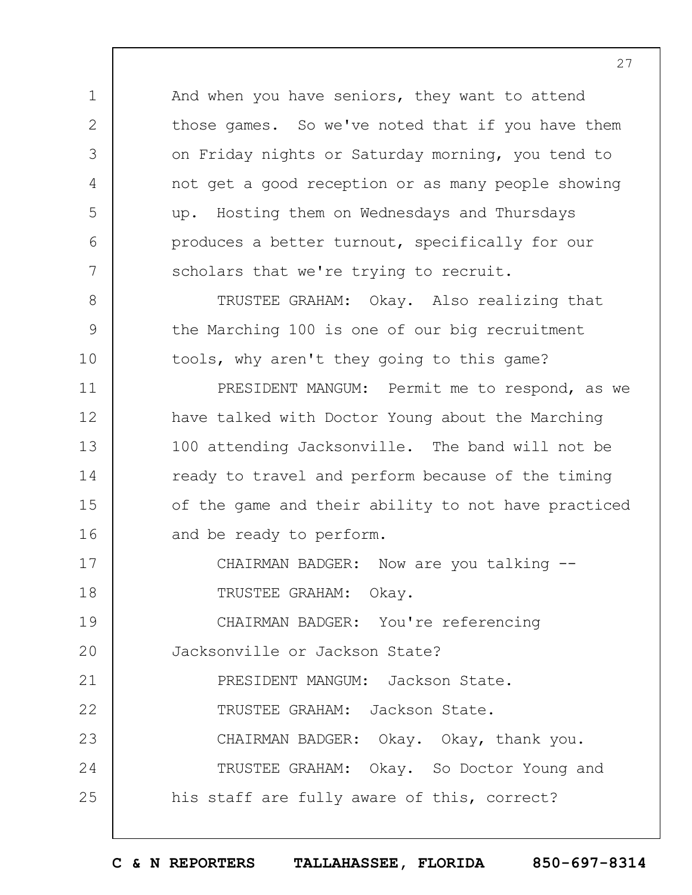And when you have seniors, they want to attend those games. So we've noted that if you have them on Friday nights or Saturday morning, you tend to not get a good reception or as many people showing up. Hosting them on Wednesdays and Thursdays produces a better turnout, specifically for our scholars that we're trying to recruit.

TRUSTEE GRAHAM: Okay. Also realizing that the Marching 100 is one of our big recruitment tools, why aren't they going to this game?

PRESIDENT MANGUM: Permit me to respond, as we have talked with Doctor Young about the Marching 100 attending Jacksonville. The band will not be ready to travel and perform because of the timing of the game and their ability to not have practiced and be ready to perform.

CHAIRMAN BADGER: Now are you talking --

TRUSTEE GRAHAM: Okay.

CHAIRMAN BADGER: You're referencing Jacksonville or Jackson State?

PRESIDENT MANGUM: Jackson State.

TRUSTEE GRAHAM: Jackson State.

CHAIRMAN BADGER: Okay. Okay, thank you.

TRUSTEE GRAHAM: Okay. So Doctor Young and his staff are fully aware of this, correct?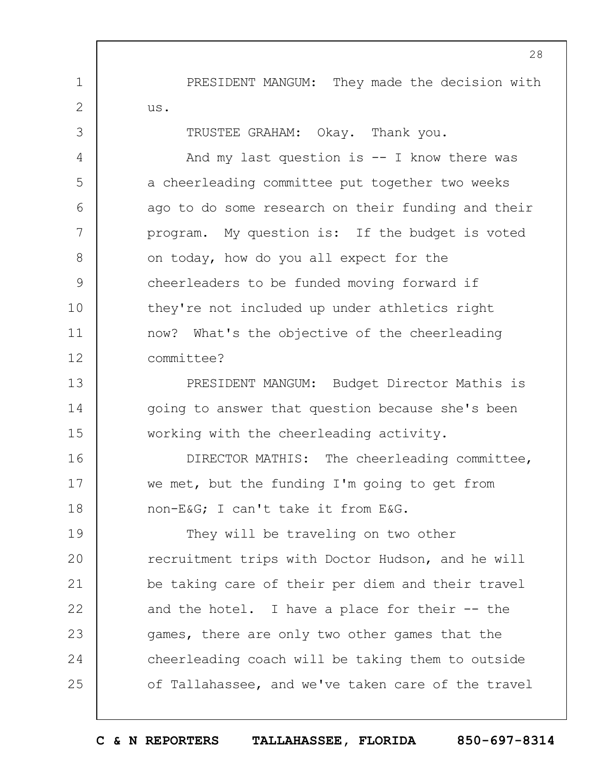PRESIDENT MANGUM: They made the decision with us.

TRUSTEE GRAHAM: Okay. Thank you.

And my last question is -- I know there was a cheerleading committee put together two weeks ago to do some research on their funding and their program. My question is: If the budget is voted on today, how do you all expect for the cheerleaders to be funded moving forward if they're not included up under athletics right now? What's the objective of the cheerleading committee?

PRESIDENT MANGUM: Budget Director Mathis is going to answer that question because she's been working with the cheerleading activity.

DIRECTOR MATHIS: The cheerleading committee, we met, but the funding I'm going to get from non-E&G; I can't take it from E&G.

They will be traveling on two other recruitment trips with Doctor Hudson, and he will be taking care of their per diem and their travel and the hotel. I have a place for their -- the games, there are only two other games that the cheerleading coach will be taking them to outside of Tallahassee, and we've taken care of the travel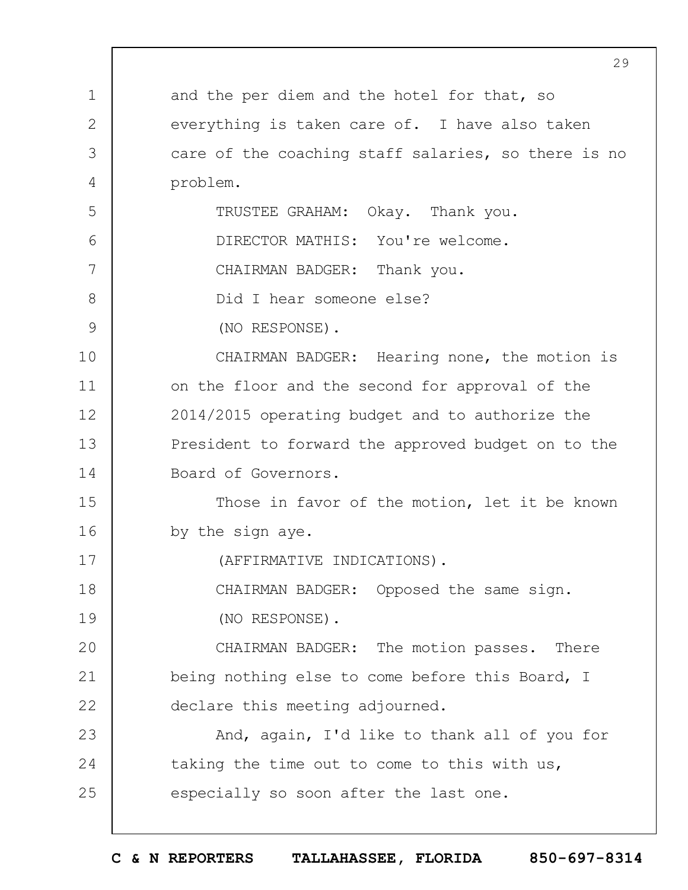and the per diem and the hotel for that, so everything is taken care of. I have also taken care of the coaching staff salaries, so there is no problem.

TRUSTEE GRAHAM: Okay. Thank you.

DIRECTOR MATHIS: You're welcome.

CHAIRMAN BADGER: Thank you.

Did I hear someone else?

(NO RESPONSE).

CHAIRMAN BADGER: Hearing none, the motion is on the floor and the second for approval of the 2014/2015 operating budget and to authorize the President to forward the approved budget on to the Board of Governors.

Those in favor of the motion, let it be known by the sign aye.

(AFFIRMATIVE INDICATIONS).

CHAIRMAN BADGER: Opposed the same sign.

(NO RESPONSE).

CHAIRMAN BADGER: The motion passes. There being nothing else to come before this Board, I declare this meeting adjourned.

And, again, I'd like to thank all of you for taking the time out to come to this with us, especially so soon after the last one.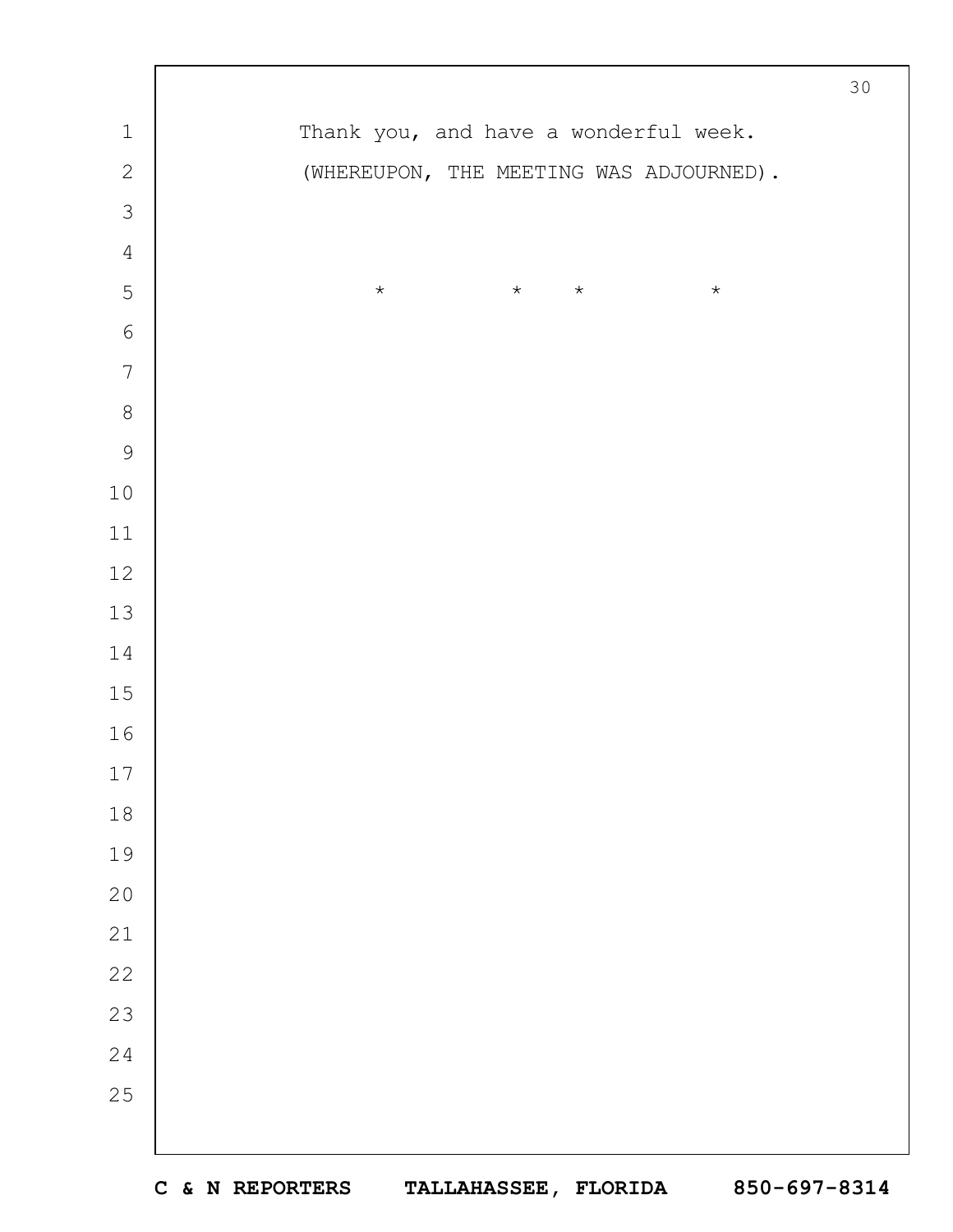Thank you, and have a wonderful week.

(WHEREUPON, THE MEETING WAS ADJOURNED).

\*      \*   \*      \*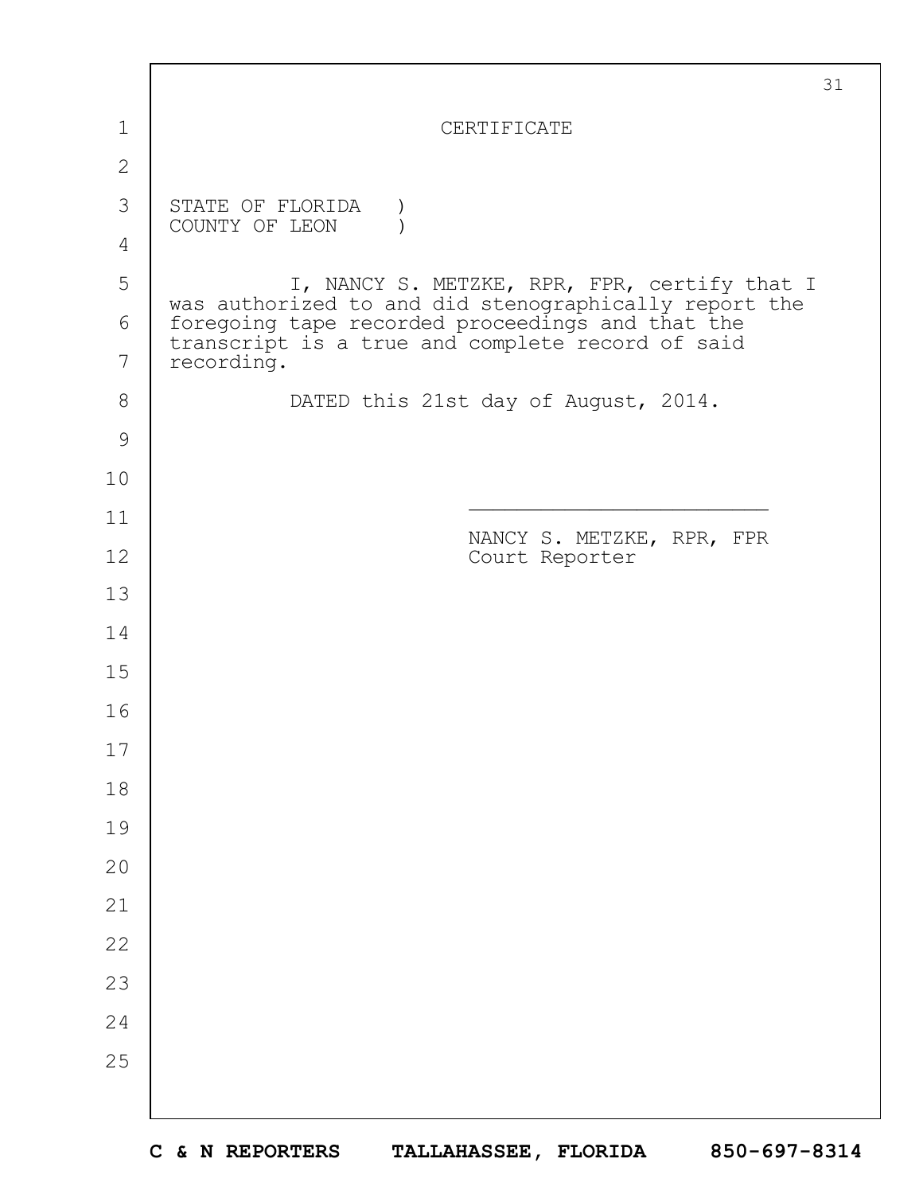# CERTIFICATE

STATE OF FLORIDA )
COUNTY OF LEON )

I, NANCY S. METZKE, RPR, FPR, certify that I was authorized to and did stenographically report the foregoing tape recorded proceedings and that the transcript is a true and complete record of said recording.

DATED this 21st day of August, 2014.

______________________________

NANCY S. METZKE, RPR, FPR
Court Reporter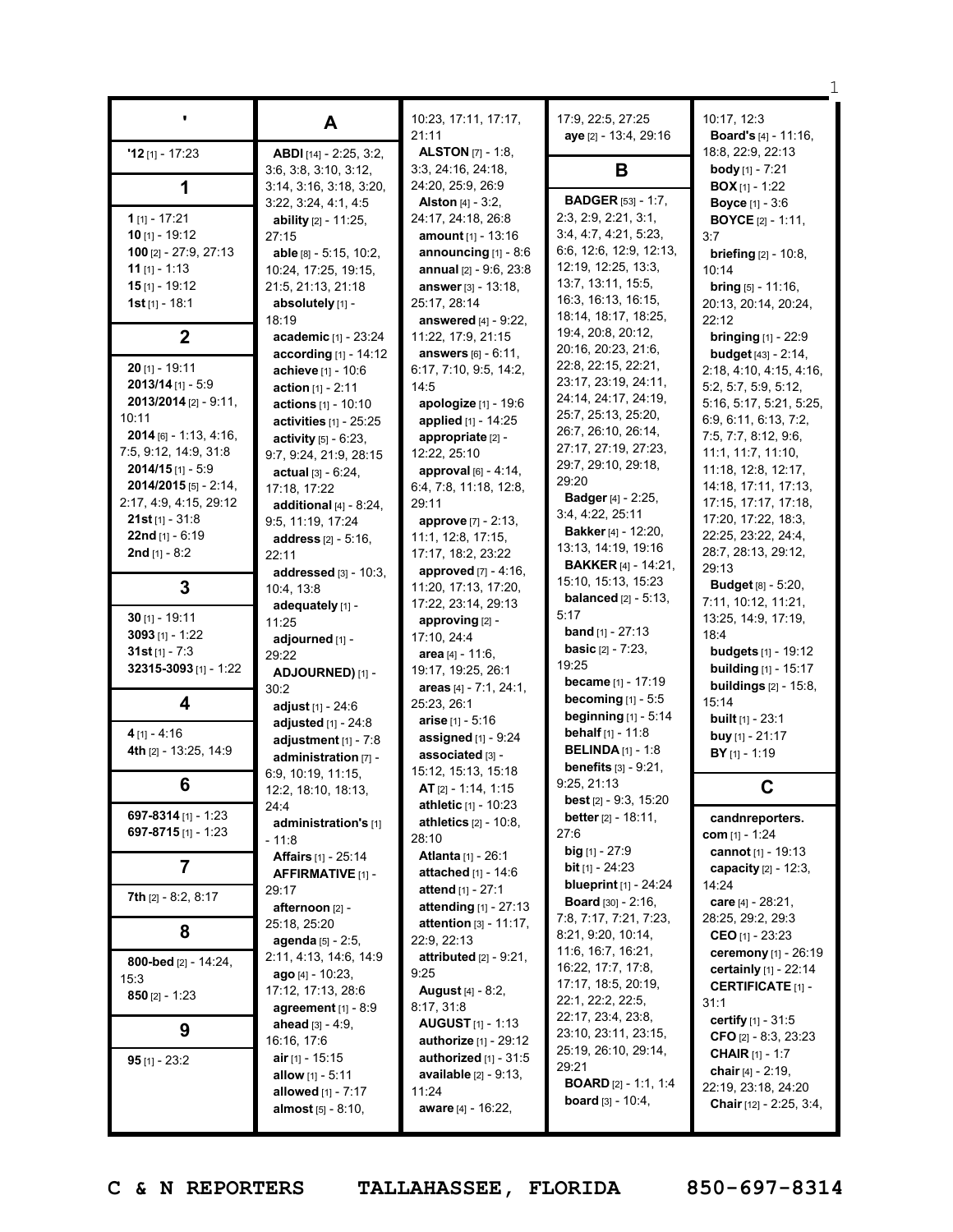## '

**'12** [1] - 17:23

## 1

**1** [1] - 17:21
**10** [1] - 19:12
**100** [2] - 27:9, 27:13
**11** [1] - 1:13
**15** [1] - 19:12
**1st** [1] - 18:1

## 2

**20** [1] - 19:11
**2013/14** [1] - 5:9
**2013/2014** [2] - 9:11, 10:11
**2014** [6] - 1:13, 4:16, 7:5, 9:12, 14:9, 31:8
**2014/15** [1] - 5:9
**2014/2015** [5] - 2:14, 2:17, 4:9, 4:15, 29:12
**21st** [1] - 31:8
**22nd** [1] - 6:19
**2nd** [1] - 8:2

## 3

**30** [1] - 19:11
**3093** [1] - 1:22
**31st** [1] - 7:3
**32315-3093** [1] - 1:22

## 4

**4** [1] - 4:16
**4th** [2] - 13:25, 14:9

## 6

**697-8314** [1] - 1:23
**697-8715** [1] - 1:23

## 7

**7th** [2] - 8:2, 8:17

## 8

**800-bed** [2] - 14:24, 15:3
**850** [2] - 1:23

## 9

**95** [1] - 23:2

## A

**ABDI** [14] - 2:25, 3:2, 3:6, 3:8, 3:10, 3:12, 3:14, 3:16, 3:18, 3:20, 3:22, 3:24, 4:1, 4:5
**ability** [2] - 11:25, 27:15
**able** [8] - 5:15, 10:2, 10:24, 17:25, 19:15, 21:5, 21:13, 21:18
**absolutely** [1] - 18:19
**academic** [1] - 23:24
**according** [1] - 14:12
**achieve** [1] - 10:6
**action** [1] - 2:11
**actions** [1] - 10:10
**activities** [1] - 25:25
**activity** [5] - 6:23, 9:7, 9:24, 21:9, 28:15
**actual** [3] - 6:24, 17:18, 17:22
**additional** [4] - 8:24, 9:5, 11:19, 17:24
**address** [2] - 5:16, 22:11
**addressed** [3] - 10:3, 10:4, 13:8
**adequately** [1] - 11:25
**adjourned** [1] - 29:22
**ADJOURNED)** [1] - 30:2
**adjust** [1] - 24:6
**adjusted** [1] - 24:8
**adjustment** [1] - 7:8
**administration** [7] - 6:9, 10:19, 11:15, 12:2, 18:10, 18:13, 24:4
**administration's** [1] - 11:8
**Affairs** [1] - 25:14
**AFFIRMATIVE** [1] - 29:17
**afternoon** [2] - 25:18, 25:20
**agenda** [5] - 2:5, 2:11, 4:13, 14:6, 14:9
**ago** [4] - 10:23, 17:12, 17:13, 28:6
**agreement** [1] - 8:9
**ahead** [3] - 4:9, 16:16, 17:6
**air** [1] - 15:15
**allow** [1] - 5:11
**allowed** [1] - 7:17
**almost** [5] - 8:10, 10:23, 17:11, 17:17, 21:11
**ALSTON** [7] - 1:8, 3:3, 24:16, 24:18, 24:20, 25:9, 26:9
**Alston** [4] - 3:2, 24:17, 24:18, 26:8
**amount** [1] - 13:16
**announcing** [1] - 8:6
**annual** [2] - 9:6, 23:8
**answer** [3] - 13:18, 25:17, 28:14
**answered** [4] - 9:22, 11:22, 17:9, 21:15
**answers** [6] - 6:11, 6:17, 7:10, 9:5, 14:2, 14:5
**apologize** [1] - 19:6
**applied** [1] - 14:25
**appropriate** [2] - 12:22, 25:10
**approval** [6] - 4:14, 6:4, 7:8, 11:18, 12:8, 29:11
**approve** [7] - 2:13, 11:1, 12:8, 17:15, 17:17, 18:2, 23:22
**approved** [7] - 4:16, 11:20, 17:13, 17:20, 17:22, 23:14, 29:13
**approving** [2] - 17:10, 24:4
**area** [4] - 11:6, 19:17, 19:25, 26:1
**areas** [4] - 7:1, 24:1, 25:23, 26:1
**arise** [1] - 5:16
**assigned** [1] - 9:24
**associated** [3] - 15:12, 15:13, 15:18
**AT** [2] - 1:14, 1:15
**athletic** [1] - 10:23
**athletics** [2] - 10:8, 28:10
**Atlanta** [1] - 26:1
**attached** [1] - 14:6
**attend** [1] - 27:1
**attending** [1] - 27:13
**attention** [3] - 11:17, 22:9, 22:13
**attributed** [2] - 9:21, 9:25
**August** [4] - 8:2, 8:17, 31:8
**AUGUST** [1] - 1:13
**authorize** [1] - 29:12
**authorized** [1] - 31:5
**available** [2] - 9:13, 11:24
**aware** [4] - 16:22, 17:9, 22:5, 27:25
**aye** [2] - 13:4, 29:16

## B

**BADGER** [53] - 1:7, 2:3, 2:9, 2:21, 3:1, 3:4, 4:7, 4:21, 5:23, 6:6, 12:6, 12:9, 12:13, 12:19, 12:25, 13:3, 13:7, 13:11, 15:5, 16:3, 16:13, 16:15, 18:14, 18:17, 18:25, 19:4, 20:8, 20:12, 20:16, 20:23, 21:6, 22:8, 22:15, 22:21, 23:17, 23:19, 24:11, 24:14, 24:17, 24:19, 25:7, 25:13, 25:20, 26:7, 26:10, 26:14, 27:17, 27:19, 27:23, 29:7, 29:10, 29:18, 29:20
**Badger** [4] - 2:25, 3:4, 4:22, 25:11
**Bakker** [4] - 12:20, 13:13, 14:19, 19:16
**BAKKER** [4] - 14:21, 15:10, 15:13, 15:23
**balanced** [2] - 5:13, 5:17
**band** [1] - 27:13
**basic** [2] - 7:23, 19:25
**became** [1] - 17:19
**becoming** [1] - 5:5
**beginning** [1] - 5:14
**behalf** [1] - 11:8
**BELINDA** [1] - 1:8
**benefits** [3] - 9:21, 9:25, 21:13
**best** [2] - 9:3, 15:20
**better** [2] - 18:11, 27:6
**big** [1] - 27:9
**bit** [1] - 24:23
**blueprint** [1] - 24:24
**Board** [30] - 2:16, 7:8, 7:17, 7:21, 7:23, 8:21, 9:20, 10:14, 11:6, 16:7, 16:21, 16:22, 17:7, 17:8, 17:17, 18:5, 20:19, 22:1, 22:2, 22:5, 22:17, 23:4, 23:8, 23:10, 23:11, 23:15, 25:19, 26:10, 29:14, 29:21
**BOARD** [2] - 1:1, 1:4
**board** [3] - 10:4, 10:17, 12:3
**Board's** [4] - 11:16, 18:8, 22:9, 22:13
**body** [1] - 7:21
**BOX** [1] - 1:22
**Boyce** [1] - 3:6
**BOYCE** [2] - 1:11, 3:7
**briefing** [2] - 10:8, 10:14
**bring** [5] - 11:16, 20:13, 20:14, 20:24, 22:12
**bringing** [1] - 22:9
**budget** [43] - 2:14, 2:18, 4:10, 4:15, 4:16, 5:2, 5:7, 5:9, 5:12, 5:16, 5:17, 5:21, 5:25, 6:9, 6:11, 6:13, 7:2, 7:5, 7:7, 8:12, 9:6, 11:1, 11:7, 11:10, 11:18, 12:8, 12:17, 14:18, 17:11, 17:13, 17:15, 17:17, 17:18, 17:20, 17:22, 18:3, 22:25, 23:22, 24:4, 28:7, 28:13, 29:12, 29:13
**Budget** [8] - 5:20, 7:11, 10:12, 11:21, 13:25, 14:9, 17:19, 18:4
**budgets** [1] - 19:12
**building** [1] - 15:17
**buildings** [2] - 15:8, 15:14
**built** [1] - 23:1
**buy** [1] - 21:17
**BY** [1] - 1:19

## C

**candnreporters.com** [1] - 1:24
**cannot** [1] - 19:13
**capacity** [2] - 12:3, 14:24
**care** [4] - 28:21, 28:25, 29:2, 29:3
**CEO** [1] - 23:23
**ceremony** [1] - 26:19
**certainly** [1] - 22:14
**CERTIFICATE** [1] - 31:1
**certify** [1] - 31:5
**CFO** [2] - 8:3, 23:23
**CHAIR** [1] - 1:7
**chair** [4] - 2:19, 22:19, 23:18, 24:20
**Chair** [12] - 2:25, 3:4,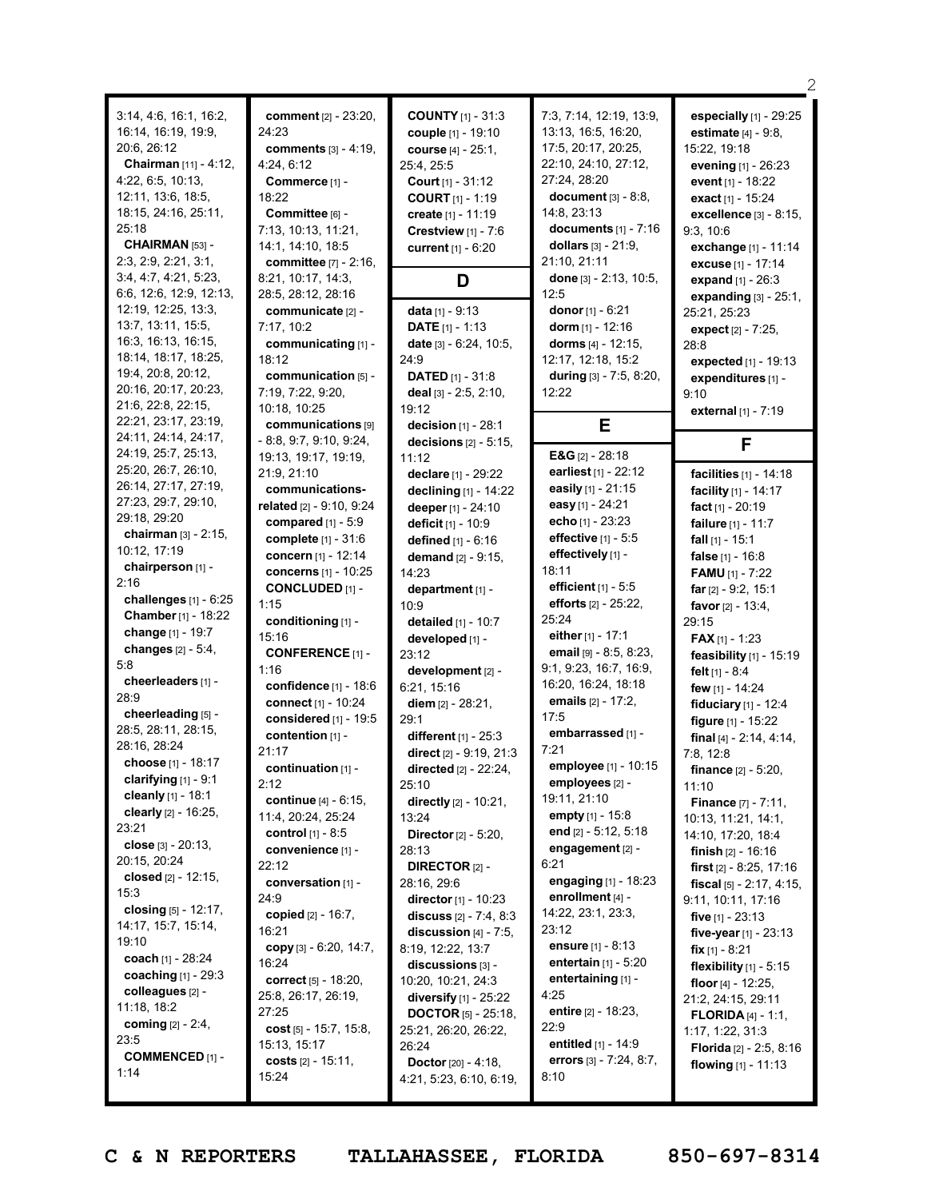3:14, 4:6, 16:1, 16:2, 16:14, 16:19, 19:9, 20:6, 26:12
**Chairman** [11] - 4:12, 4:22, 6:5, 10:13, 12:11, 13:6, 18:5, 18:15, 24:16, 25:11, 25:18
**CHAIRMAN** [53] - 2:3, 2:9, 2:21, 3:1, 3:4, 4:7, 4:21, 5:23, 6:6, 12:6, 12:9, 12:13, 12:19, 12:25, 13:3, 13:7, 13:11, 15:5, 16:3, 16:13, 16:15, 18:14, 18:17, 18:25, 19:4, 20:8, 20:12, 20:16, 20:17, 20:23, 21:6, 22:8, 22:15, 22:21, 23:17, 23:19, 24:11, 24:14, 24:17, 24:19, 25:7, 25:13, 25:20, 26:7, 26:10, 26:14, 27:17, 27:19, 27:23, 29:7, 29:10, 29:18, 29:20
**chairman** [3] - 2:15, 10:12, 17:19
**chairperson** [1] - 2:16
**challenges** [1] - 6:25
**Chamber** [1] - 18:22
**change** [1] - 19:7
**changes** [2] - 5:4, 5:8
**cheerleaders** [1] - 28:9
**cheerleading** [5] - 28:5, 28:11, 28:15, 28:16, 28:24
**choose** [1] - 18:17
**clarifying** [1] - 9:1
**cleanly** [1] - 18:1
**clearly** [2] - 16:25, 23:21
**close** [3] - 20:13, 20:15, 20:24
**closed** [2] - 12:15, 15:3
**closing** [5] - 12:17, 14:17, 15:7, 15:14, 19:10
**coach** [1] - 28:24
**coaching** [1] - 29:3
**colleagues** [2] - 11:18, 18:2
**coming** [2] - 2:4, 23:5
**COMMENCED** [1] - 1:14
**comment** [2] - 23:20, 24:23
**comments** [3] - 4:19, 4:24, 6:12
**Commerce** [1] - 18:22
**Committee** [6] - 7:13, 10:13, 11:21, 14:1, 14:10, 18:5
**committee** [7] - 2:16, 8:21, 10:17, 14:3, 28:5, 28:12, 28:16
**communicate** [2] - 7:17, 10:2
**communicating** [1] - 18:12
**communication** [5] - 7:19, 7:22, 9:20, 10:18, 10:25
**communications** [9] - 8:8, 9:7, 9:10, 9:24, 19:13, 19:17, 19:19, 21:9, 21:10
**communications-related** [2] - 9:10, 9:24
**compared** [1] - 5:9
**complete** [1] - 31:6
**concern** [1] - 12:14
**concerns** [1] - 10:25
**CONCLUDED** [1] - 1:15
**conditioning** [1] - 15:16
**CONFERENCE** [1] - 1:16
**confidence** [1] - 18:6
**connect** [1] - 10:24
**considered** [1] - 19:5
**contention** [1] - 21:17
**continuation** [1] - 2:12
**continue** [4] - 6:15, 11:4, 20:24, 25:24
**control** [1] - 8:5
**convenience** [1] - 22:12
**conversation** [1] - 24:9
**copied** [2] - 16:7, 16:21
**copy** [3] - 6:20, 14:7, 16:24
**correct** [5] - 18:20, 25:8, 26:17, 26:19, 27:25
**cost** [5] - 15:7, 15:8, 15:13, 15:17
**costs** [2] - 15:11, 15:24
**COUNTY** [1] - 31:3
**couple** [1] - 19:10
**course** [4] - 25:1, 25:4, 25:5
**Court** [1] - 31:12
**COURT** [1] - 1:19
**create** [1] - 11:19
**Crestview** [1] - 7:6
**current** [1] - 6:20

## D

**data** [1] - 9:13
**DATE** [1] - 1:13
**date** [3] - 6:24, 10:5, 24:9
**DATED** [1] - 31:8
**deal** [3] - 2:5, 2:10, 19:12
**decision** [1] - 28:1
**decisions** [2] - 5:15, 11:12
**declare** [1] - 29:22
**declining** [1] - 14:22
**deeper** [1] - 24:10
**deficit** [1] - 10:9
**defined** [1] - 6:16
**demand** [2] - 9:15, 14:23
**department** [1] - 10:9
**detailed** [1] - 10:7
**developed** [1] - 23:12
**development** [2] - 6:21, 15:16
**diem** [2] - 28:21, 29:1
**different** [1] - 25:3
**direct** [2] - 9:19, 21:3
**directed** [2] - 22:24, 25:10
**directly** [2] - 10:21, 13:24
**Director** [2] - 5:20, 28:13
**DIRECTOR** [2] - 28:16, 29:6
**director** [1] - 10:23
**discuss** [2] - 7:4, 8:3
**discussion** [4] - 7:5, 8:19, 12:22, 13:7
**discussions** [3] - 10:20, 10:21, 24:3
**diversify** [1] - 25:22
**DOCTOR** [5] - 25:18, 25:21, 26:20, 26:22, 26:24
**Doctor** [20] - 4:18, 4:21, 5:23, 6:10, 6:19, 7:3, 7:14, 12:19, 13:9, 13:13, 16:5, 16:20, 17:5, 20:17, 20:25, 22:10, 24:10, 27:12, 27:24, 28:20
**document** [3] - 8:8, 14:8, 23:13
**documents** [1] - 7:16
**dollars** [3] - 21:9, 21:10, 21:11
**done** [3] - 2:13, 10:5, 12:5
**donor** [1] - 6:21
**dorm** [1] - 12:16
**dorms** [4] - 12:15, 12:17, 12:18, 15:2
**during** [3] - 7:5, 8:20, 12:22

## E

**E&G** [2] - 28:18
**earliest** [1] - 22:12
**easily** [1] - 21:15
**easy** [1] - 24:21
**echo** [1] - 23:23
**effective** [1] - 5:5
**effectively** [1] - 18:11
**efficient** [1] - 5:5
**efforts** [2] - 25:22, 25:24
**either** [1] - 17:1
**email** [9] - 8:5, 8:23, 9:1, 9:23, 16:7, 16:9, 16:20, 16:24, 18:18
**emails** [2] - 17:2, 17:5
**embarrassed** [1] - 7:21
**employee** [1] - 10:15
**employees** [2] - 19:11, 21:10
**empty** [1] - 15:8
**end** [2] - 5:12, 5:18
**engagement** [2] - 6:21
**engaging** [1] - 18:23
**enrollment** [4] - 14:22, 23:1, 23:3, 23:12
**ensure** [1] - 8:13
**entertain** [1] - 5:20
**entertaining** [1] - 4:25
**entire** [2] - 18:23, 22:9
**entitled** [1] - 14:9
**errors** [3] - 7:24, 8:7, 8:10
**especially** [1] - 29:25
**estimate** [4] - 9:8, 15:22, 19:18
**evening** [1] - 26:23
**event** [1] - 18:22
**exact** [1] - 15:24
**excellence** [3] - 8:15, 9:3, 10:6
**exchange** [1] - 11:14
**excuse** [1] - 17:14
**expand** [1] - 26:3
**expanding** [3] - 25:1, 25:21, 25:23
**expect** [2] - 7:25, 28:8
**expected** [1] - 19:13
**expenditures** [1] - 9:10
**external** [1] - 7:19

## F

**facilities** [1] - 14:18
**facility** [1] - 14:17
**fact** [1] - 20:19
**failure** [1] - 11:7
**fall** [1] - 15:1
**false** [1] - 16:8
**FAMU** [1] - 7:22
**far** [2] - 9:2, 15:1
**favor** [2] - 13:4, 29:15
**FAX** [1] - 1:23
**feasibility** [1] - 15:19
**felt** [1] - 8:4
**few** [1] - 14:24
**fiduciary** [1] - 12:4
**figure** [1] - 15:22
**final** [4] - 2:14, 4:14, 7:8, 12:8
**finance** [2] - 5:20, 11:10
**Finance** [7] - 7:11, 10:13, 11:21, 14:1, 14:10, 17:20, 18:4
**finish** [2] - 16:16
**first** [2] - 8:25, 17:16
**fiscal** [5] - 2:17, 4:15, 9:11, 10:11, 17:16
**five** [1] - 23:13
**five-year** [1] - 23:13
**fix** [1] - 8:21
**flexibility** [1] - 5:15
**floor** [4] - 12:25, 21:2, 24:15, 29:11
**FLORIDA** [4] - 1:1, 1:17, 1:22, 31:3
**Florida** [2] - 2:5, 8:16
**flowing** [1] - 11:13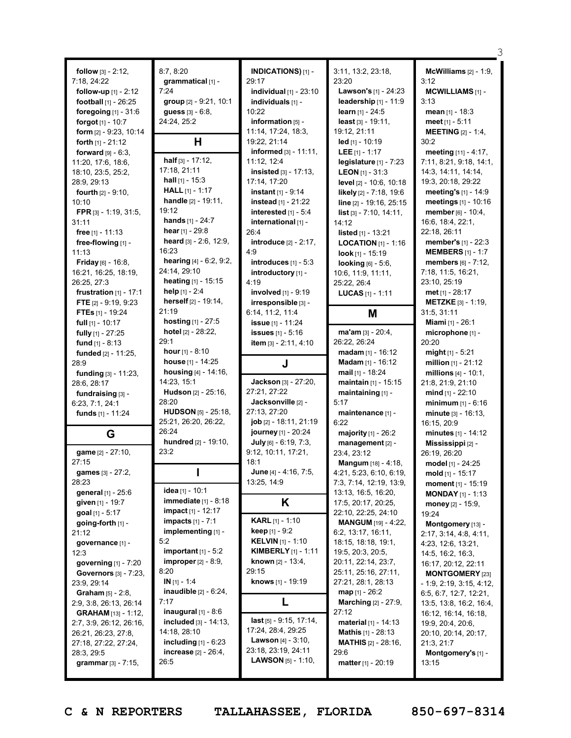**follow** [3] - 2:12, 7:18, 24:22
**follow-up** [1] - 2:12
**football** [1] - 26:25
**foregoing** [1] - 31:6
**forgot** [1] - 10:7
**form** [2] - 9:23, 10:14
**forth** [1] - 21:12
**forward** [9] - 6:3, 11:20, 17:6, 18:6, 18:10, 23:5, 25:2, 28:9, 29:13
**fourth** [2] - 9:10, 10:10
**FPR** [3] - 1:19, 31:5, 31:11
**free** [1] - 11:13
**free-flowing** [1] - 11:13
**Friday** [6] - 16:8, 16:21, 16:25, 18:19, 26:25, 27:3
**frustration** [1] - 17:1
**FTE** [2] - 9:19, 9:23
**FTEs** [1] - 19:24
**full** [1] - 10:17
**fully** [1] - 27:25
**fund** [1] - 8:13
**funded** [2] - 11:25, 28:9
**funding** [3] - 11:23, 28:6, 28:17
**fundraising** [3] - 6:23, 7:1, 24:1
**funds** [1] - 11:24

## G

**game** [2] - 27:10, 27:15
**games** [3] - 27:2, 28:23
**general** [1] - 25:6
**given** [1] - 19:7
**goal** [1] - 5:17
**going-forth** [1] - 21:12
**governance** [1] - 12:3
**governing** [1] - 7:20
**Governors** [3] - 7:23, 23:9, 29:14
**Graham** [5] - 2:8, 2:9, 3:8, 26:13, 26:14
**GRAHAM** [13] - 1:12, 2:7, 3:9, 26:12, 26:16, 26:21, 26:23, 27:8, 27:18, 27:22, 27:24, 28:3, 29:5
**grammar** [3] - 7:15, 8:7, 8:20
**grammatical** [1] - 7:24
**group** [2] - 9:21, 10:1
**guess** [3] - 6:8, 24:24, 25:2

## H

**half** [3] - 17:12, 17:18, 21:11
**hall** [1] - 15:3
**HALL** [1] - 1:17
**handle** [2] - 19:11, 19:12
**hands** [1] - 24:7
**hear** [1] - 29:8
**heard** [3] - 2:6, 12:9, 16:23
**hearing** [4] - 6:2, 9:2, 24:14, 29:10
**heating** [1] - 15:15
**help** [1] - 2:4
**herself** [2] - 19:14, 21:19
**hosting** [1] - 27:5
**hotel** [2] - 28:22, 29:1
**hour** [1] - 8:10
**house** [1] - 14:25
**housing** [4] - 14:16, 14:23, 15:1
**Hudson** [2] - 25:16, 28:20
**HUDSON** [5] - 25:18, 25:21, 26:20, 26:22, 26:24
**hundred** [2] - 19:10, 23:2

## I

**idea** [1] - 10:1
**immediate** [1] - 8:18
**impact** [1] - 12:17
**impacts** [1] - 7:1
**implementing** [1] - 5:2
**important** [1] - 5:2
**improper** [2] - 8:9, 8:20
**IN** [1] - 1:4
**inaudible** [2] - 6:24, 7:17
**inaugural** [1] - 8:6
**included** [3] - 14:13, 14:18, 28:10
**including** [1] - 6:23
**increase** [2] - 26:4, 26:5
**INDICATIONS)** [1] - 29:17
**individual** [1] - 23:10
**individuals** [1] - 10:22
**information** [5] - 11:14, 17:24, 18:3, 19:22, 21:14
**informed** [3] - 11:11, 11:12, 12:4
**insisted** [3] - 17:13, 17:14, 17:20
**instant** [1] - 9:14
**instead** [1] - 21:22
**interested** [1] - 5:4
**international** [1] - 26:4
**introduce** [2] - 2:17, 4:9
**introduces** [1] - 5:3
**introductory** [1] - 4:19
**involved** [1] - 9:19
**irresponsible** [3] - 6:14, 11:2, 11:4
**issue** [1] - 11:24
**issues** [1] - 5:16
**item** [3] - 2:11, 4:10

## J

**Jackson** [3] - 27:20, 27:21, 27:22
**Jacksonville** [2] - 27:13, 27:20
**job** [2] - 18:11, 21:19
**journey** [1] - 20:24
**July** [6] - 6:19, 7:3, 9:12, 10:11, 17:21, 18:1
**June** [4] - 4:16, 7:5, 13:25, 14:9

## K

**KARL** [1] - 1:10
**keep** [1] - 9:2
**KELVIN** [1] - 1:10
**KIMBERLY** [1] - 1:11
**known** [2] - 13:4, 29:15
**knows** [1] - 19:19

## L

**last** [5] - 9:15, 17:14, 17:24, 28:4, 29:25
**Lawson** [4] - 3:10, 23:18, 23:19, 24:11
**LAWSON** [5] - 1:10, 3:11, 13:2, 23:18, 23:20
**Lawson's** [1] - 24:23
**leadership** [1] - 11:9
**learn** [1] - 24:5
**least** [3] - 19:11, 19:12, 21:11
**led** [1] - 10:19
**LEE** [1] - 1:17
**legislature** [1] - 7:23
**LEON** [1] - 31:3
**level** [2] - 10:6, 10:18
**likely** [2] - 7:18, 19:6
**line** [2] - 19:16, 25:15
**list** [3] - 7:10, 14:11, 14:12
**listed** [1] - 13:21
**LOCATION** [1] - 1:16
**look** [1] - 15:19
**looking** [6] - 5:6, 10:6, 11:9, 11:11, 25:22, 26:4
**LUCAS** [1] - 1:11

## M

**ma'am** [3] - 20:4, 26:22, 26:24
**madam** [1] - 16:12
**Madam** [1] - 16:12
**mail** [1] - 18:24
**maintain** [1] - 15:15
**maintaining** [1] - 5:17
**maintenance** [1] - 6:22
**majority** [1] - 26:2
**management** [2] - 23:4, 23:12
**Mangum** [18] - 4:18, 4:21, 5:23, 6:10, 6:19, 7:3, 7:14, 12:19, 13:9, 13:13, 16:5, 16:20, 17:5, 20:17, 20:25, 22:10, 22:25, 24:10
**MANGUM** [19] - 4:22, 6:2, 13:17, 16:11, 18:15, 18:18, 19:1, 19:5, 20:3, 20:5, 20:11, 22:14, 23:7, 25:11, 25:16, 27:11, 27:21, 28:1, 28:13
**map** [1] - 26:2
**Marching** [2] - 27:9, 27:12
**material** [1] - 14:13
**Mathis** [1] - 28:13
**MATHIS** [2] - 28:16, 29:6
**matter** [1] - 20:19
**McWilliams** [2] - 1:9, 3:12
**MCWILLIAMS** [1] - 3:13
**mean** [1] - 18:3
**meet** [1] - 5:11
**MEETING** [2] - 1:4, 30:2
**meeting** [11] - 4:17, 7:11, 8:21, 9:18, 14:1, 14:3, 14:11, 14:14, 19:3, 20:18, 29:22
**meeting's** [1] - 14:9
**meetings** [1] - 10:16
**member** [6] - 10:4, 16:6, 18:4, 22:1, 22:18, 26:11
**member's** [1] - 22:3
**MEMBERS** [1] - 1:7
**members** [6] - 7:12, 7:18, 11:5, 16:21, 23:10, 25:19
**met** [1] - 28:17
**METZKE** [3] - 1:19, 31:5, 31:11
**Miami** [1] - 26:1
**microphone** [1] - 20:20
**might** [1] - 5:21
**million** [1] - 21:12
**millions** [4] - 10:1, 21:8, 21:9, 21:10
**mind** [1] - 22:10
**minimum** [1] - 6:16
**minute** [3] - 16:13, 16:15, 20:9
**minutes** [1] - 14:12
**Mississippi** [2] - 26:19, 26:20
**model** [1] - 24:25
**mold** [1] - 15:17
**moment** [1] - 15:19
**MONDAY** [1] - 1:13
**money** [2] - 15:9, 19:24
**Montgomery** [13] - 2:17, 3:14, 4:8, 4:11, 4:23, 12:6, 13:21, 14:5, 16:2, 16:3, 16:17, 20:12, 22:11
**MONTGOMERY** [23] - 1:9, 2:19, 3:15, 4:12, 6:5, 6:7, 12:7, 12:21, 13:5, 13:8, 16:2, 16:4, 16:12, 16:14, 16:18, 19:9, 20:4, 20:6, 20:10, 20:14, 20:17, 21:3, 21:7
**Montgomery's** [1] - 13:15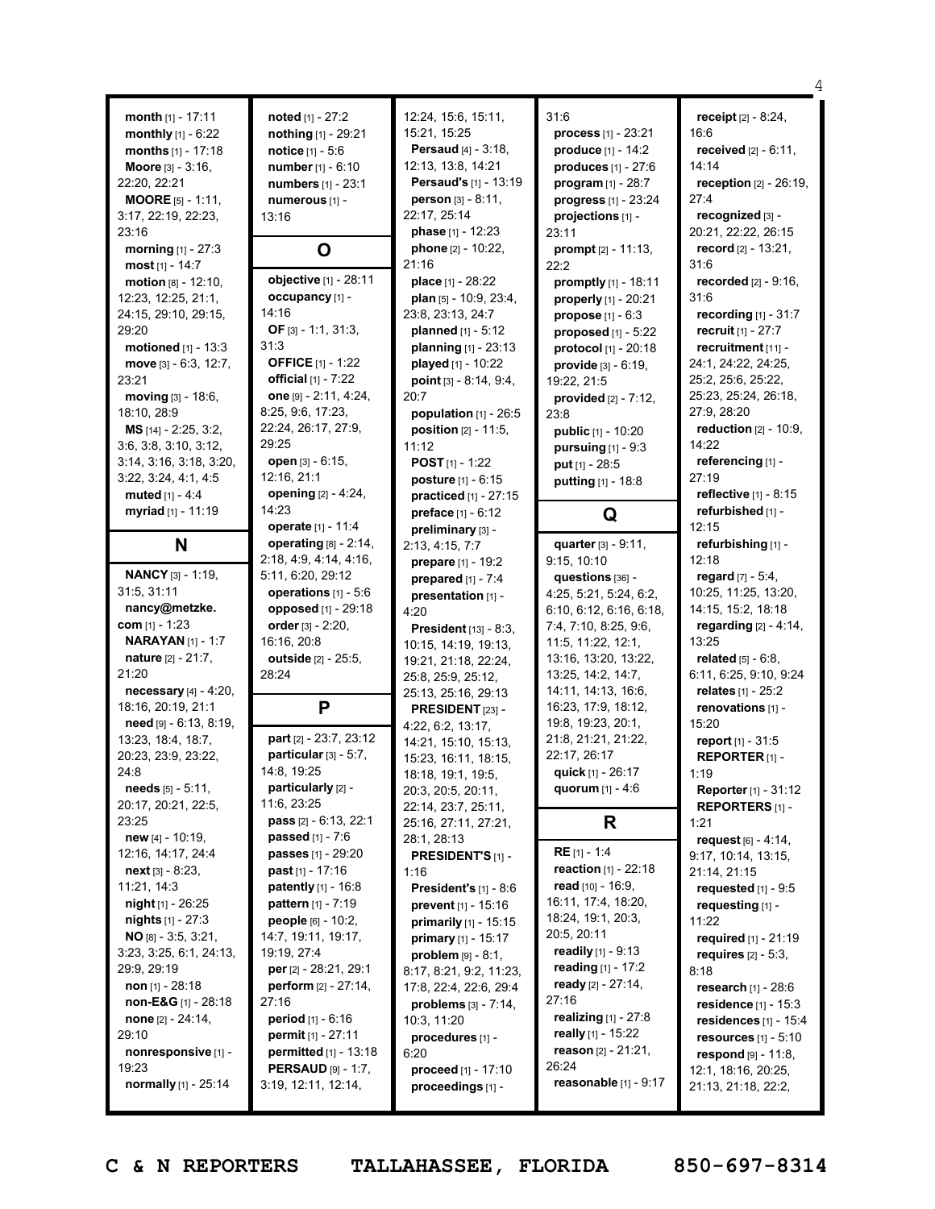**month** [1] - 17:11
**monthly** [1] - 6:22
**months** [1] - 17:18
**Moore** [3] - 3:16, 22:20, 22:21
**MOORE** [5] - 1:11, 3:17, 22:19, 22:23, 23:16
**morning** [1] - 27:3
**most** [1] - 14:7
**motion** [8] - 12:10, 12:23, 12:25, 21:1, 24:15, 29:10, 29:15, 29:20
**motioned** [1] - 13:3
**move** [3] - 6:3, 12:7, 23:21
**moving** [3] - 18:6, 18:10, 28:9
**MS** [14] - 2:25, 3:2, 3:6, 3:8, 3:10, 3:12, 3:14, 3:16, 3:18, 3:20, 3:22, 3:24, 4:1, 4:5
**muted** [1] - 4:4
**myriad** [1] - 11:19

## N

**NANCY** [3] - 1:19, 31:5, 31:11
**nancy@metzke.com** [1] - 1:23
**NARAYAN** [1] - 1:7
**nature** [2] - 21:7, 21:20
**necessary** [4] - 4:20, 18:16, 20:19, 21:1
**need** [9] - 6:13, 8:19, 13:23, 18:4, 18:7, 20:23, 23:9, 23:22, 24:8
**needs** [5] - 5:11, 20:17, 20:21, 22:5, 23:25
**new** [4] - 10:19, 12:16, 14:17, 24:4
**next** [3] - 8:23, 11:21, 14:3
**night** [1] - 26:25
**nights** [1] - 27:3
**NO** [8] - 3:5, 3:21, 3:23, 3:25, 6:1, 24:13, 29:9, 29:19
**non** [1] - 28:18
**non-E&G** [1] - 28:18
**none** [2] - 24:14, 29:10
**nonresponsive** [1] - 19:23
**normally** [1] - 25:14
**noted** [1] - 27:2
**nothing** [1] - 29:21
**notice** [1] - 5:6
**number** [1] - 6:10
**numbers** [1] - 23:1
**numerous** [1] - 13:16

## O

**objective** [1] - 28:11
**occupancy** [1] - 14:16
**OF** [3] - 1:1, 31:3, 31:3
**OFFICE** [1] - 1:22
**official** [1] - 7:22
**one** [9] - 2:11, 4:24, 8:25, 9:6, 17:23, 22:24, 26:17, 27:9, 29:25
**open** [3] - 6:15, 12:16, 21:1
**opening** [2] - 4:24, 14:23
**operate** [1] - 11:4
**operating** [8] - 2:14, 2:18, 4:9, 4:14, 4:16, 5:11, 6:20, 29:12
**operations** [1] - 5:6
**opposed** [1] - 29:18
**order** [3] - 2:20, 16:16, 20:8
**outside** [2] - 25:5, 28:24

## P

**part** [2] - 23:7, 23:12
**particular** [3] - 5:7, 14:8, 19:25
**particularly** [2] - 11:6, 23:25
**pass** [2] - 6:13, 22:1
**passed** [1] - 7:6
**passes** [1] - 29:20
**past** [1] - 17:16
**patently** [1] - 16:8
**pattern** [1] - 7:19
**people** [6] - 10:2, 14:7, 19:11, 19:17, 19:19, 27:4
**per** [2] - 28:21, 29:1
**perform** [2] - 27:14, 27:16
**period** [1] - 6:16
**permit** [1] - 27:11
**permitted** [1] - 13:18
**PERSAUD** [9] - 1:7, 3:19, 12:11, 12:14, 12:24, 15:6, 15:11, 15:21, 15:25
**Persaud** [4] - 3:18, 12:13, 13:8, 14:21
**Persaud's** [1] - 13:19
**person** [3] - 8:11, 22:17, 25:14
**phase** [1] - 12:23
**phone** [2] - 10:22, 21:16
**place** [1] - 28:22
**plan** [5] - 10:9, 23:4, 23:8, 23:13, 24:7
**planned** [1] - 5:12
**planning** [1] - 23:13
**played** [1] - 10:22
**point** [3] - 8:14, 9:4, 20:7
**population** [1] - 26:5
**position** [2] - 11:5, 11:12
**POST** [1] - 1:22
**posture** [1] - 6:15
**practiced** [1] - 27:15
**preface** [1] - 6:12
**preliminary** [3] - 2:13, 4:15, 7:7
**prepare** [1] - 19:2
**prepared** [1] - 7:4
**presentation** [1] - 4:20
**President** [13] - 8:3, 10:15, 14:19, 19:13, 19:21, 21:18, 22:24, 25:8, 25:9, 25:12, 25:13, 25:16, 29:13
**PRESIDENT** [23] - 4:22, 6:2, 13:17, 14:21, 15:10, 15:13, 15:23, 16:11, 18:15, 18:18, 19:1, 19:5, 20:3, 20:5, 20:11, 22:14, 23:7, 25:11, 25:16, 27:11, 27:21, 28:1, 28:13
**PRESIDENT'S** [1] - 1:16
**President's** [1] - 8:6
**prevent** [1] - 15:16
**primarily** [1] - 15:15
**primary** [1] - 15:17
**problem** [9] - 8:1, 8:17, 8:21, 9:2, 11:23, 17:8, 22:4, 22:6, 29:4
**problems** [3] - 7:14, 10:3, 11:20
**procedures** [1] - 6:20
**proceed** [1] - 17:10
**proceedings** [1] - 31:6
**process** [1] - 23:21
**produce** [1] - 14:2
**produces** [1] - 27:6
**program** [1] - 28:7
**progress** [1] - 23:24
**projections** [1] - 23:11
**prompt** [2] - 11:13, 22:2
**promptly** [1] - 18:11
**properly** [1] - 20:21
**propose** [1] - 6:3
**proposed** [1] - 5:22
**protocol** [1] - 20:18
**provide** [3] - 6:19, 19:22, 21:5
**provided** [2] - 7:12, 23:8
**public** [1] - 10:20
**pursuing** [1] - 9:3
**put** [1] - 28:5
**putting** [1] - 18:8

## Q

**quarter** [3] - 9:11, 9:15, 10:10
**questions** [36] - 4:25, 5:21, 5:24, 6:2, 6:10, 6:12, 6:16, 6:18, 7:4, 7:10, 8:25, 9:6, 11:5, 11:22, 12:1, 13:16, 13:20, 13:22, 13:25, 14:2, 14:7, 14:11, 14:13, 16:6, 16:23, 17:9, 18:12, 19:8, 19:23, 20:1, 21:8, 21:21, 21:22, 22:17, 26:17
**quick** [1] - 26:17
**quorum** [1] - 4:6

## R

**RE** [1] - 1:4
**reaction** [1] - 22:18
**read** [10] - 16:9, 16:11, 17:4, 18:20, 18:24, 19:1, 20:3, 20:5, 20:11
**readily** [1] - 9:13
**reading** [1] - 17:2
**ready** [2] - 27:14, 27:16
**realizing** [1] - 27:8
**really** [1] - 15:22
**reason** [2] - 21:21, 26:24
**reasonable** [1] - 9:17
**receipt** [2] - 8:24, 16:6
**received** [2] - 6:11, 14:14
**reception** [2] - 26:19, 27:4
**recognized** [3] - 20:21, 22:22, 26:15
**record** [2] - 13:21, 31:6
**recorded** [2] - 9:16, 31:6
**recording** [1] - 31:7
**recruit** [1] - 27:7
**recruitment** [11] - 24:1, 24:22, 24:25, 25:2, 25:6, 25:22, 25:23, 25:24, 26:18, 27:9, 28:20
**reduction** [2] - 10:9, 14:22
**referencing** [1] - 27:19
**reflective** [1] - 8:15
**refurbished** [1] - 12:15
**refurbishing** [1] - 12:18
**regard** [7] - 5:4, 10:25, 11:25, 13:20, 14:15, 15:2, 18:18
**regarding** [2] - 4:14, 13:25
**related** [5] - 6:8, 6:11, 6:25, 9:10, 9:24
**relates** [1] - 25:2
**renovations** [1] - 15:20
**report** [1] - 31:5
**REPORTER** [1] - 1:19
**Reporter** [1] - 31:12
**REPORTERS** [1] - 1:21
**request** [6] - 4:14, 9:17, 10:14, 13:15, 21:14, 21:15
**requested** [1] - 9:5
**requesting** [1] - 11:22
**required** [1] - 21:19
**requires** [2] - 5:3, 8:18
**research** [1] - 28:6
**residence** [1] - 15:3
**residences** [1] - 15:4
**resources** [1] - 5:10
**respond** [9] - 11:8, 12:1, 18:16, 20:25, 21:13, 21:18, 22:2,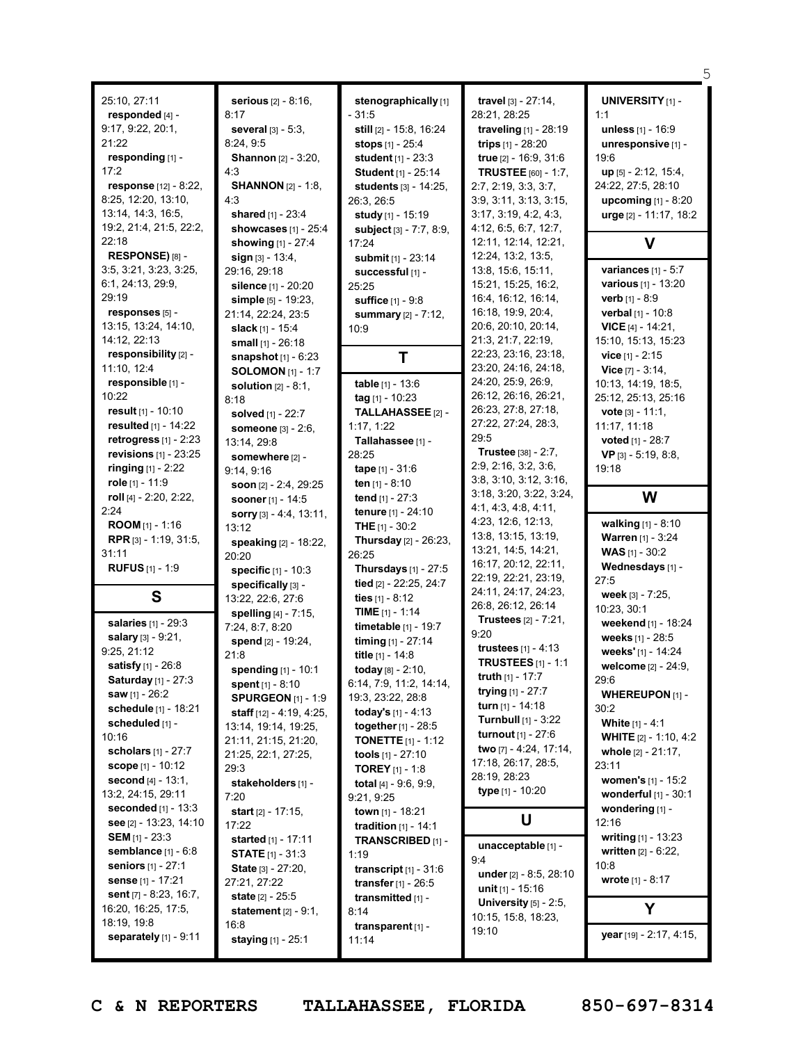25:10, 27:11
**responded** [4] - 9:17, 9:22, 20:1, 21:22
**responding** [1] - 17:2
**response** [12] - 8:22, 8:25, 12:20, 13:10, 13:14, 14:3, 16:5, 19:2, 21:4, 21:5, 22:2, 22:18
**RESPONSE)** [8] - 3:5, 3:21, 3:23, 3:25, 6:1, 24:13, 29:9, 29:19
**responses** [5] - 13:15, 13:24, 14:10, 14:12, 22:13
**responsibility** [2] - 11:10, 12:4
**responsible** [1] - 10:22
**result** [1] - 10:10
**resulted** [1] - 14:22
**retrogress** [1] - 2:23
**revisions** [1] - 23:25
**ringing** [1] - 2:22
**role** [1] - 11:9
**roll** [4] - 2:20, 2:22, 2:24
**ROOM** [1] - 1:16
**RPR** [3] - 1:19, 31:5, 31:11
**RUFUS** [1] - 1:9

## S

**salaries** [1] - 29:3
**salary** [3] - 9:21, 9:25, 21:12
**satisfy** [1] - 26:8
**Saturday** [1] - 27:3
**saw** [1] - 26:2
**schedule** [1] - 18:21
**scheduled** [1] - 10:16
**scholars** [1] - 27:7
**scope** [1] - 10:12
**second** [4] - 13:1, 13:2, 24:15, 29:11
**seconded** [1] - 13:3
**see** [2] - 13:23, 14:10
**SEM** [1] - 23:3
**semblance** [1] - 6:8
**seniors** [1] - 27:1
**sense** [1] - 17:21
**sent** [7] - 8:23, 16:7, 16:20, 16:25, 17:5, 18:19, 19:8
**separately** [1] - 9:11
**serious** [2] - 8:16, 8:17
**several** [3] - 5:3, 8:24, 9:5
**Shannon** [2] - 3:20, 4:3
**SHANNON** [2] - 1:8, 4:3
**shared** [1] - 23:4
**showcases** [1] - 25:4
**showing** [1] - 27:4
**sign** [3] - 13:4, 29:16, 29:18
**silence** [1] - 20:20
**simple** [5] - 19:23, 21:14, 22:24, 23:5
**slack** [1] - 15:4
**small** [1] - 26:18
**snapshot** [1] - 6:23
**SOLOMON** [1] - 1:7
**solution** [2] - 8:1, 8:18
**solved** [1] - 22:7
**someone** [3] - 2:6, 13:14, 29:8
**somewhere** [2] - 9:14, 9:16
**soon** [2] - 2:4, 29:25
**sooner** [1] - 14:5
**sorry** [3] - 4:4, 13:11, 13:12
**speaking** [2] - 18:22, 20:20
**specific** [1] - 10:3
**specifically** [3] - 13:22, 22:6, 27:6
**spelling** [4] - 7:15, 7:24, 8:7, 8:20
**spend** [2] - 19:24, 21:8
**spending** [1] - 10:1
**spent** [1] - 8:10
**SPURGEON** [1] - 1:9
**staff** [12] - 4:19, 4:25, 13:14, 19:14, 19:25, 21:11, 21:15, 21:20, 21:25, 22:1, 27:25, 29:3
**stakeholders** [1] - 7:20
**start** [2] - 17:15, 17:22
**started** [1] - 17:11
**STATE** [1] - 31:3
**State** [3] - 27:20, 27:21, 27:22
**state** [2] - 25:5
**statement** [2] - 9:1, 16:8
**staying** [1] - 25:1
**stenographically** [1] - 31:5
**still** [2] - 15:8, 16:24
**stops** [1] - 25:4
**student** [1] - 23:3
**Student** [1] - 25:14
**students** [3] - 14:25, 26:3, 26:5
**study** [1] - 15:19
**subject** [3] - 7:7, 8:9, 17:24
**submit** [1] - 23:14
**successful** [1] - 25:25
**suffice** [1] - 9:8
**summary** [2] - 7:12, 10:9

## T

**table** [1] - 13:6
**tag** [1] - 10:23
**TALLAHASSEE** [2] - 1:17, 1:22
**Tallahassee** [1] - 28:25
**tape** [1] - 31:6
**ten** [1] - 8:10
**tend** [1] - 27:3
**tenure** [1] - 24:10
**THE** [1] - 30:2
**Thursday** [2] - 26:23, 26:25
**Thursdays** [1] - 27:5
**tied** [2] - 22:25, 24:7
**ties** [1] - 8:12
**TIME** [1] - 1:14
**timetable** [1] - 19:7
**timing** [1] - 27:14
**title** [1] - 14:8
**today** [8] - 2:10, 6:14, 7:9, 11:2, 14:14, 19:3, 23:22, 28:8
**today's** [1] - 4:13
**together** [1] - 28:5
**TONETTE** [1] - 1:12
**tools** [1] - 27:10
**TOREY** [1] - 1:8
**total** [4] - 9:6, 9:9, 9:21, 9:25
**town** [1] - 18:21
**tradition** [1] - 14:1
**TRANSCRIBED** [1] - 1:19
**transcript** [1] - 31:6
**transfer** [1] - 26:5
**transmitted** [1] - 8:14
**transparent** [1] - 11:14
**travel** [3] - 27:14, 28:21, 28:25
**traveling** [1] - 28:19
**trips** [1] - 28:20
**true** [2] - 16:9, 31:6
**TRUSTEE** [60] - 1:7, 2:7, 2:19, 3:3, 3:7, 3:9, 3:11, 3:13, 3:15, 3:17, 3:19, 4:2, 4:3, 4:12, 6:5, 6:7, 12:7, 12:11, 12:14, 12:21, 12:24, 13:2, 13:5, 13:8, 15:6, 15:11, 15:21, 15:25, 16:2, 16:4, 16:12, 16:14, 16:18, 19:9, 20:4, 20:6, 20:10, 20:14, 21:3, 21:7, 22:19, 22:23, 23:16, 23:18, 23:20, 24:16, 24:18, 24:20, 25:9, 26:9, 26:12, 26:16, 26:21, 26:23, 27:8, 27:18, 27:22, 27:24, 28:3, 29:5
**Trustee** [38] - 2:7, 2:9, 2:16, 3:2, 3:6, 3:8, 3:10, 3:12, 3:16, 3:18, 3:20, 3:22, 3:24, 4:1, 4:3, 4:8, 4:11, 4:23, 12:6, 12:13, 13:8, 13:15, 13:19, 13:21, 14:5, 14:21, 16:17, 20:12, 22:11, 22:19, 22:21, 23:19, 24:11, 24:17, 24:23, 26:8, 26:12, 26:14
**Trustees** [2] - 7:21, 9:20
**trustees** [1] - 4:13
**TRUSTEES** [1] - 1:1
**truth** [1] - 17:7
**trying** [1] - 27:7
**turn** [1] - 14:18
**Turnbull** [1] - 3:22
**turnout** [1] - 27:6
**two** [7] - 4:24, 17:14, 17:18, 26:17, 28:5, 28:19, 28:23
**type** [1] - 10:20

## U

**unacceptable** [1] - 9:4
**under** [2] - 8:5, 28:10
**unit** [1] - 15:16
**University** [5] - 2:5, 10:15, 15:8, 18:23, 19:10
**UNIVERSITY** [1] - 1:1
**unless** [1] - 16:9
**unresponsive** [1] - 19:6
**up** [5] - 2:12, 15:4, 24:22, 27:5, 28:10
**upcoming** [1] - 8:20
**urge** [2] - 11:17, 18:2

## V

**variances** [1] - 5:7
**various** [1] - 13:20
**verb** [1] - 8:9
**verbal** [1] - 10:8
**VICE** [4] - 14:21, 15:10, 15:13, 15:23
**vice** [1] - 2:15
**Vice** [7] - 3:14, 10:13, 14:19, 18:5, 25:12, 25:13, 25:16
**vote** [3] - 11:1, 11:17, 11:18
**voted** [1] - 28:7
**VP** [3] - 5:19, 8:8, 19:18

## W

**walking** [1] - 8:10
**Warren** [1] - 3:24
**WAS** [1] - 30:2
**Wednesdays** [1] - 27:5
**week** [3] - 7:25, 10:23, 30:1
**weekend** [1] - 18:24
**weeks** [1] - 28:5
**weeks'** [1] - 14:24
**welcome** [2] - 24:9, 29:6
**WHEREUPON** [1] - 30:2
**White** [1] - 4:1
**WHITE** [2] - 1:10, 4:2
**whole** [2] - 21:17, 23:11
**women's** [1] - 15:2
**wonderful** [1] - 30:1
**wondering** [1] - 12:16
**writing** [1] - 13:23
**written** [2] - 6:22, 10:8
**wrote** [1] - 8:17

## Y

**year** [19] - 2:17, 4:15,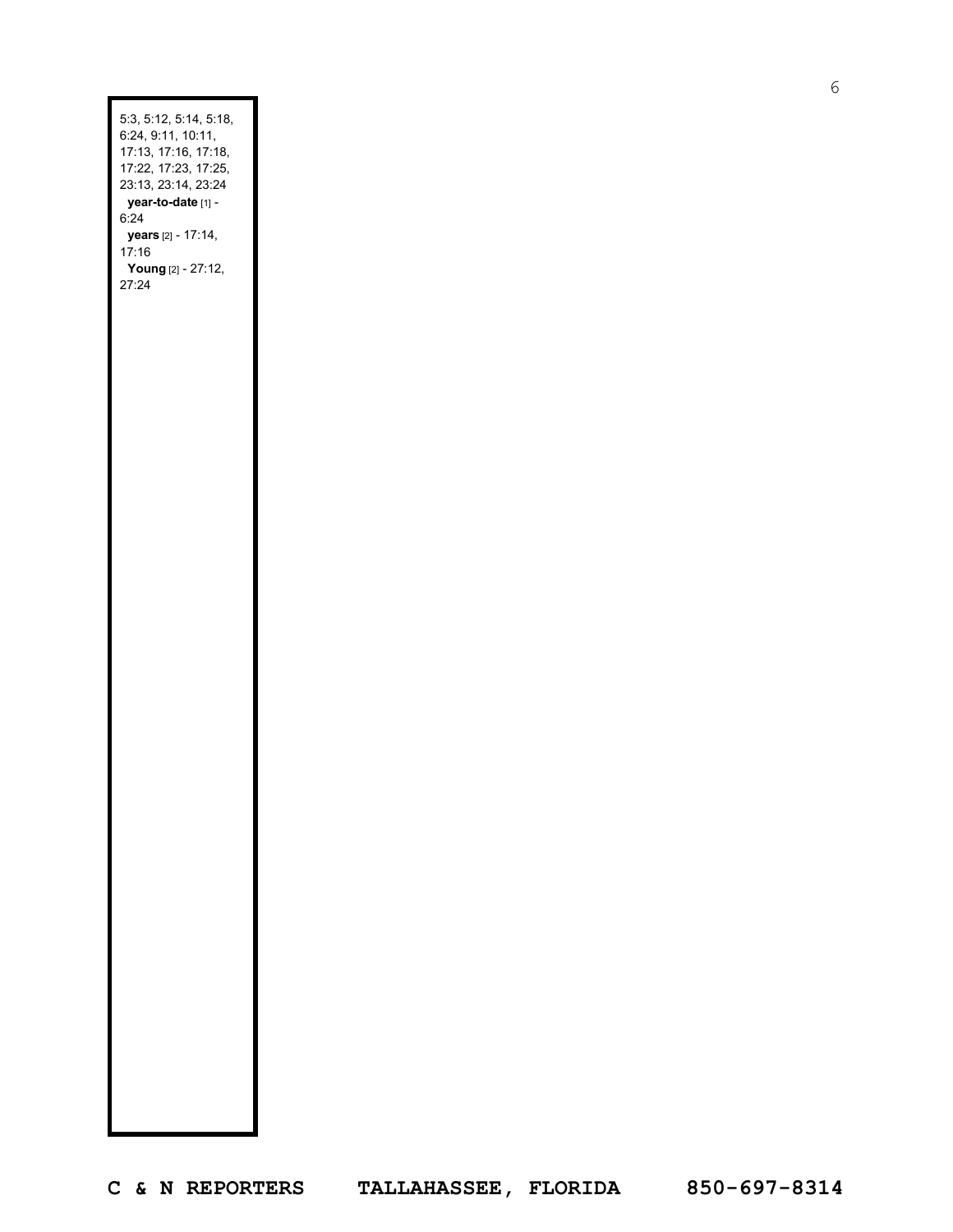5:3, 5:12, 5:14, 5:18, 6:24, 9:11, 10:11, 17:13, 17:16, 17:18, 17:22, 17:23, 17:25, 23:13, 23:14, 23:24

**year-to-date** [1] - 6:24

**years** [2] - 17:14, 17:16

**Young** [2] - 27:12, 27:24